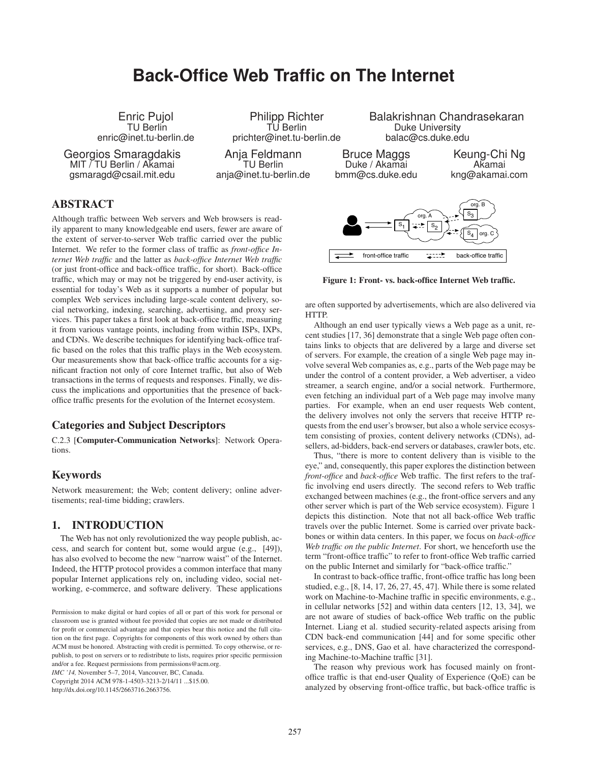# Back-Office Web Traffic on The Internet

Enric Pujol
TU Berlin
enric@inet.tu-berlin.de

Philipp Richter
TU Berlin
prichter@inet.tu-berlin.de

Balakrishnan Chandrasekaran
Duke University
balac@cs.duke.edu

Georgios Smaragdakis
MIT / TU Berlin / Akamai
gsmaragd@csail.mit.edu

Anja Feldmann
TU Berlin
anja@inet.tu-berlin.de

Bruce Maggs
Duke / Akamai
bmm@cs.duke.edu

Keung-Chi Ng
Akamai
kng@akamai.com

## ABSTRACT

Although traffic between Web servers and Web browsers is readily apparent to many knowledgeable end users, fewer are aware of the extent of server-to-server Web traffic carried over the public Internet. We refer to the former class of traffic as *front-office Internet Web traffic* and the latter as *back-office Internet Web traffic* (or just front-office and back-office traffic, for short). Back-office traffic, which may or may not be triggered by end-user activity, is essential for today's Web as it supports a number of popular but complex Web services including large-scale content delivery, social networking, indexing, searching, advertising, and proxy services. This paper takes a first look at back-office traffic, measuring it from various vantage points, including from within ISPs, IXPs, and CDNs. We describe techniques for identifying back-office traffic based on the roles that this traffic plays in the Web ecosystem. Our measurements show that back-office traffic accounts for a significant fraction not only of core Internet traffic, but also of Web transactions in the terms of requests and responses. Finally, we discuss the implications and opportunities that the presence of back-office traffic presents for the evolution of the Internet ecosystem.

## Categories and Subject Descriptors

C.2.3 [**Computer-Communication Networks**]: Network Operations.

## Keywords

Network measurement; the Web; content delivery; online advertisements; real-time bidding; crawlers.

## 1. INTRODUCTION

The Web has not only revolutionized the way people publish, access, and search for content but, some would argue (e.g., [49]), has also evolved to become the new "narrow waist" of the Internet. Indeed, the HTTP protocol provides a common interface that many popular Internet applications rely on, including video, social networking, e-commerce, and software delivery. These applications are often supported by advertisements, which are also delivered via HTTP.

Although an end user typically views a Web page as a unit, recent studies [17, 36] demonstrate that a single Web page often contains links to objects that are delivered by a large and diverse set of servers. For example, the creation of a single Web page may involve several Web companies as, e.g., parts of the Web page may be under the control of a content provider, a Web advertiser, a video streamer, a search engine, and/or a social network. Furthermore, even fetching an individual part of a Web page may involve many parties. For example, when an end user requests Web content, the delivery involves not only the servers that receive HTTP requests from the end user's browser, but also a whole service ecosystem consisting of proxies, content delivery networks (CDNs), ad-sellers, ad-bidders, back-end servers or databases, crawler bots, etc.

Thus, "there is more to content delivery than is visible to the eye," and, consequently, this paper explores the distinction between *front-office* and *back-office* Web traffic. The first refers to the traffic involving end users directly. The second refers to Web traffic exchanged between machines (e.g., the front-office servers and any other server which is part of the Web service ecosystem). Figure 1 depicts this distinction. Note that not all back-office Web traffic travels over the public Internet. Some is carried over private backbones or within data centers. In this paper, we focus on *back-office Web traffic on the public Internet*. For short, we henceforth use the term "front-office traffic" to refer to front-office Web traffic carried on the public Internet and similarly for "back-office traffic."

In contrast to back-office traffic, front-office traffic has long been studied, e.g., [8, 14, 17, 26, 27, 45, 47]. While there is some related work on Machine-to-Machine traffic in specific environments, e.g., in cellular networks [52] and within data centers [12, 13, 34], we are not aware of studies of back-office Web traffic on the public Internet. Liang et al. studied security-related aspects arising from CDN back-end communication [44] and for some specific other services, e.g., DNS, Gao et al. have characterized the corresponding Machine-to-Machine traffic [31].

The reason why previous work has focused mainly on front-office traffic is that end-user Quality of Experience (QoE) can be analyzed by observing front-office traffic, but back-office traffic is

**Figure 1: Front- vs. back-office Internet Web traffic.**

Permission to make digital or hard copies of all or part of this work for personal or classroom use is granted without fee provided that copies are not made or distributed for profit or commercial advantage and that copies bear this notice and the full citation on the first page. Copyrights for components of this work owned by others than ACM must be honored. Abstracting with credit is permitted. To copy otherwise, or republish, to post on servers or to redistribute to lists, requires prior specific permission and/or a fee. Request permissions from permissions@acm.org.
*IMC '14,* November 5–7, 2014, Vancouver, BC, Canada.
Copyright 2014 ACM 978-1-4503-3213-2/14/11 ...$15.00.
http://dx.doi.org/10.1145/2663716.2663756.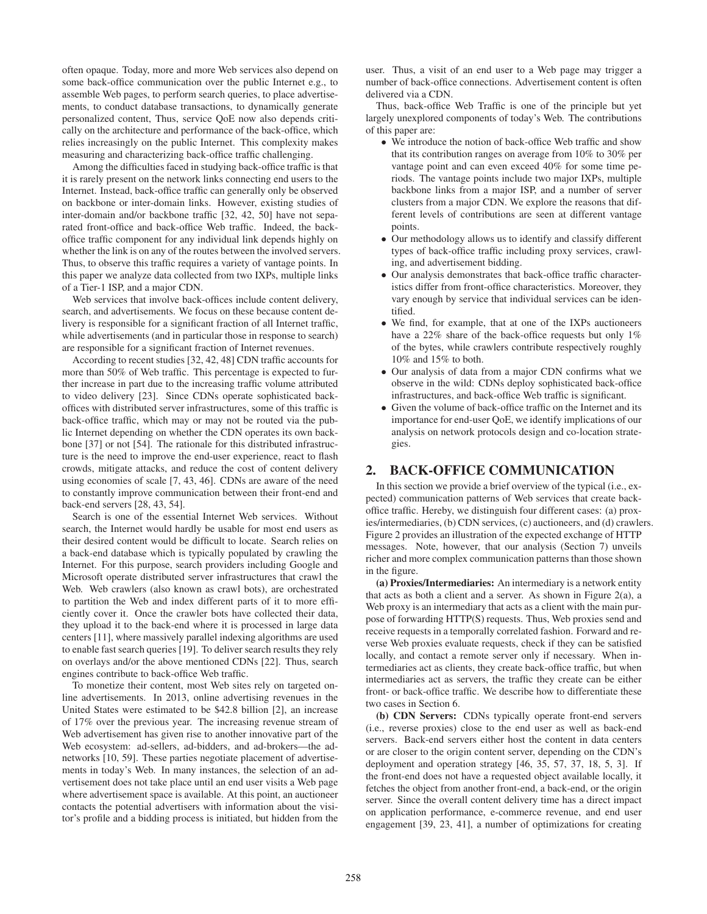often opaque. Today, more and more Web services also depend on some back-office communication over the public Internet e.g., to assemble Web pages, to perform search queries, to place advertisements, to conduct database transactions, to dynamically generate personalized content, Thus, service QoE now also depends critically on the architecture and performance of the back-office, which relies increasingly on the public Internet. This complexity makes measuring and characterizing back-office traffic challenging.

Among the difficulties faced in studying back-office traffic is that it is rarely present on the network links connecting end users to the Internet. Instead, back-office traffic can generally only be observed on backbone or inter-domain links. However, existing studies of inter-domain and/or backbone traffic [32, 42, 50] have not separated front-office and back-office Web traffic. Indeed, the back-office traffic component for any individual link depends highly on whether the link is on any of the routes between the involved servers. Thus, to observe this traffic requires a variety of vantage points. In this paper we analyze data collected from two IXPs, multiple links of a Tier-1 ISP, and a major CDN.

Web services that involve back-offices include content delivery, search, and advertisements. We focus on these because content delivery is responsible for a significant fraction of all Internet traffic, while advertisements (and in particular those in response to search) are responsible for a significant fraction of Internet revenues.

According to recent studies [32, 42, 48] CDN traffic accounts for more than 50% of Web traffic. This percentage is expected to further increase in part due to the increasing traffic volume attributed to video delivery [23]. Since CDNs operate sophisticated back-offices with distributed server infrastructures, some of this traffic is back-office traffic, which may or may not be routed via the public Internet depending on whether the CDN operates its own backbone [37] or not [54]. The rationale for this distributed infrastructure is the need to improve the end-user experience, react to flash crowds, mitigate attacks, and reduce the cost of content delivery using economies of scale [7, 43, 46]. CDNs are aware of the need to constantly improve communication between their front-end and back-end servers [28, 43, 54].

Search is one of the essential Internet Web services. Without search, the Internet would hardly be usable for most end users as their desired content would be difficult to locate. Search relies on a back-end database which is typically populated by crawling the Internet. For this purpose, search providers including Google and Microsoft operate distributed server infrastructures that crawl the Web. Web crawlers (also known as crawl bots), are orchestrated to partition the Web and index different parts of it to more efficiently cover it. Once the crawler bots have collected their data, they upload it to the back-end where it is processed in large data centers [11], where massively parallel indexing algorithms are used to enable fast search queries [19]. To deliver search results they rely on overlays and/or the above mentioned CDNs [22]. Thus, search engines contribute to back-office Web traffic.

To monetize their content, most Web sites rely on targeted online advertisements. In 2013, online advertising revenues in the United States were estimated to be $42.8 billion [2], an increase of 17% over the previous year. The increasing revenue stream of Web advertisement has given rise to another innovative part of the Web ecosystem: ad-sellers, ad-bidders, and ad-brokers—the ad-networks [10, 59]. These parties negotiate placement of advertisements in today's Web. In many instances, the selection of an advertisement does not take place until an end user visits a Web page where advertisement space is available. At this point, an auctioneer contacts the potential advertisers with information about the visitor's profile and a bidding process is initiated, but hidden from the user. Thus, a visit of an end user to a Web page may trigger a number of back-office connections. Advertisement content is often delivered via a CDN.

Thus, back-office Web Traffic is one of the principle but yet largely unexplored components of today's Web. The contributions of this paper are:

- We introduce the notion of back-office Web traffic and show that its contribution ranges on average from 10% to 30% per vantage point and can even exceed 40% for some time periods. The vantage points include two major IXPs, multiple backbone links from a major ISP, and a number of server clusters from a major CDN. We explore the reasons that different levels of contributions are seen at different vantage points.
- Our methodology allows us to identify and classify different types of back-office traffic including proxy services, crawling, and advertisement bidding.
- Our analysis demonstrates that back-office traffic characteristics differ from front-office characteristics. Moreover, they vary enough by service that individual services can be identified.
- We find, for example, that at one of the IXPs auctioneers have a 22% share of the back-office requests but only 1% of the bytes, while crawlers contribute respectively roughly 10% and 15% to both.
- Our analysis of data from a major CDN confirms what we observe in the wild: CDNs deploy sophisticated back-office infrastructures, and back-office Web traffic is significant.
- Given the volume of back-office traffic on the Internet and its importance for end-user QoE, we identify implications of our analysis on network protocols design and co-location strategies.

## 2. BACK-OFFICE COMMUNICATION

In this section we provide a brief overview of the typical (i.e., expected) communication patterns of Web services that create back-office traffic. Hereby, we distinguish four different cases: (a) proxies/intermediaries, (b) CDN services, (c) auctioneers, and (d) crawlers. Figure 2 provides an illustration of the expected exchange of HTTP messages. Note, however, that our analysis (Section 7) unveils richer and more complex communication patterns than those shown in the figure.

**(a) Proxies/Intermediaries:** An intermediary is a network entity that acts as both a client and a server. As shown in Figure 2(a), a Web proxy is an intermediary that acts as a client with the main purpose of forwarding HTTP(S) requests. Thus, Web proxies send and receive requests in a temporally correlated fashion. Forward and reverse Web proxies evaluate requests, check if they can be satisfied locally, and contact a remote server only if necessary. When intermediaries act as clients, they create back-office traffic, but when intermediaries act as servers, the traffic they create can be either front- or back-office traffic. We describe how to differentiate these two cases in Section 6.

**(b) CDN Servers:** CDNs typically operate front-end servers (i.e., reverse proxies) close to the end user as well as back-end servers. Back-end servers either host the content in data centers or are closer to the origin content server, depending on the CDN's deployment and operation strategy [46, 35, 57, 37, 18, 5, 3]. If the front-end does not have a requested object available locally, it fetches the object from another front-end, a back-end, or the origin server. Since the overall content delivery time has a direct impact on application performance, e-commerce revenue, and end user engagement [39, 23, 41], a number of optimizations for creating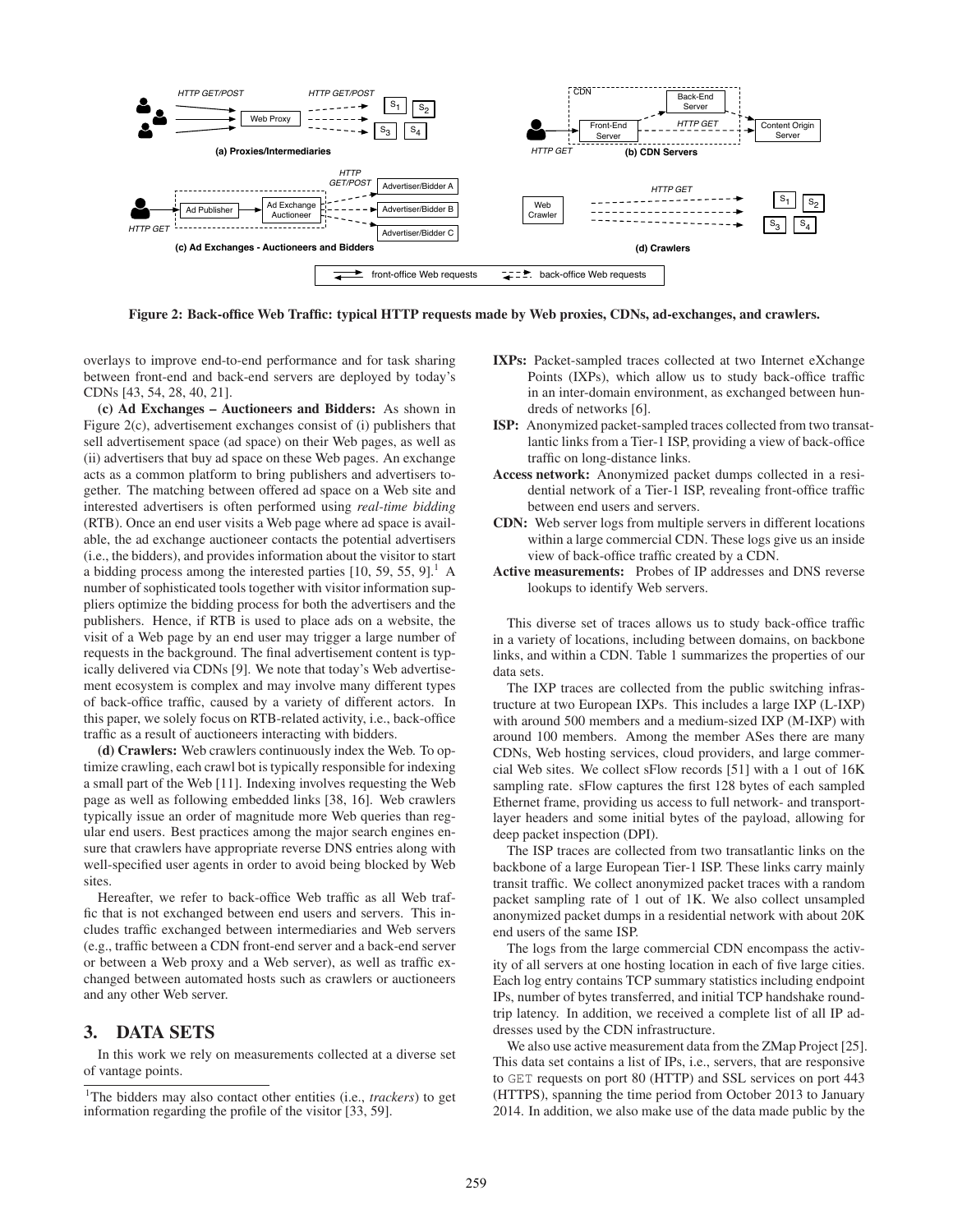Figure 2: Back-office Web Traffic: typical HTTP requests made by Web proxies, CDNs, ad-exchanges, and crawlers.

overlays to improve end-to-end performance and for task sharing between front-end and back-end servers are deployed by today's CDNs [43, 54, 28, 40, 21].

**(c) Ad Exchanges – Auctioneers and Bidders:** As shown in Figure 2(c), advertisement exchanges consist of (i) publishers that sell advertisement space (ad space) on their Web pages, as well as (ii) advertisers that buy ad space on these Web pages. An exchange acts as a common platform to bring publishers and advertisers together. The matching between offered ad space on a Web site and interested advertisers is often performed using *real-time bidding* (RTB). Once an end user visits a Web page where ad space is available, the ad exchange auctioneer contacts the potential advertisers (i.e., the bidders), and provides information about the visitor to start a bidding process among the interested parties [10, 59, 55, 9].[1] A number of sophisticated tools together with visitor information suppliers optimize the bidding process for both the advertisers and the publishers. Hence, if RTB is used to place ads on a website, the visit of a Web page by an end user may trigger a large number of requests in the background. The final advertisement content is typically delivered via CDNs [9]. We note that today's Web advertisement ecosystem is complex and may involve many different types of back-office traffic, caused by a variety of different actors. In this paper, we solely focus on RTB-related activity, i.e., back-office traffic as a result of auctioneers interacting with bidders.

**(d) Crawlers:** Web crawlers continuously index the Web. To optimize crawling, each crawl bot is typically responsible for indexing a small part of the Web [11]. Indexing involves requesting the Web page as well as following embedded links [38, 16]. Web crawlers typically issue an order of magnitude more Web queries than regular end users. Best practices among the major search engines ensure that crawlers have appropriate reverse DNS entries along with well-specified user agents in order to avoid being blocked by Web sites.

Hereafter, we refer to back-office Web traffic as all Web traffic that is not exchanged between end users and servers. This includes traffic exchanged between intermediaries and Web servers (e.g., traffic between a CDN front-end server and a back-end server or between a Web proxy and a Web server), as well as traffic exchanged between automated hosts such as crawlers or auctioneers and any other Web server.

## 3. DATA SETS

In this work we rely on measurements collected at a diverse set of vantage points.

- **IXPs:** Packet-sampled traces collected at two Internet eXchange Points (IXPs), which allow us to study back-office traffic in an inter-domain environment, as exchanged between hundreds of networks [6].
- **ISP:** Anonymized packet-sampled traces collected from two transatlantic links from a Tier-1 ISP, providing a view of back-office traffic on long-distance links.
- **Access network:** Anonymized packet dumps collected in a residential network of a Tier-1 ISP, revealing front-office traffic between end users and servers.
- **CDN:** Web server logs from multiple servers in different locations within a large commercial CDN. These logs give us an inside view of back-office traffic created by a CDN.
- **Active measurements:** Probes of IP addresses and DNS reverse lookups to identify Web servers.

This diverse set of traces allows us to study back-office traffic in a variety of locations, including between domains, on backbone links, and within a CDN. Table 1 summarizes the properties of our data sets.

The IXP traces are collected from the public switching infrastructure at two European IXPs. This includes a large IXP (L-IXP) with around 500 members and a medium-sized IXP (M-IXP) with around 100 members. Among the member ASes there are many CDNs, Web hosting services, cloud providers, and large commercial Web sites. We collect sFlow records [51] with a 1 out of 16K sampling rate. sFlow captures the first 128 bytes of each sampled Ethernet frame, providing us access to full network- and transport-layer headers and some initial bytes of the payload, allowing for deep packet inspection (DPI).

The ISP traces are collected from two transatlantic links on the backbone of a large European Tier-1 ISP. These links carry mainly transit traffic. We collect anonymized packet traces with a random packet sampling rate of 1 out of 1K. We also collect unsampled anonymized packet dumps in a residential network with about 20K end users of the same ISP.

The logs from the large commercial CDN encompass the activity of all servers at one hosting location in each of five large cities. Each log entry contains TCP summary statistics including endpoint IPs, number of bytes transferred, and initial TCP handshake round-trip latency. In addition, we received a complete list of all IP addresses used by the CDN infrastructure.

We also use active measurement data from the ZMap Project [25]. This data set contains a list of IPs, i.e., servers, that are responsive to GET requests on port 80 (HTTP) and SSL services on port 443 (HTTPS), spanning the time period from October 2013 to January 2014. In addition, we also make use of the data made public by the

[1] The bidders may also contact other entities (i.e., *trackers*) to get information regarding the profile of the visitor [33, 59].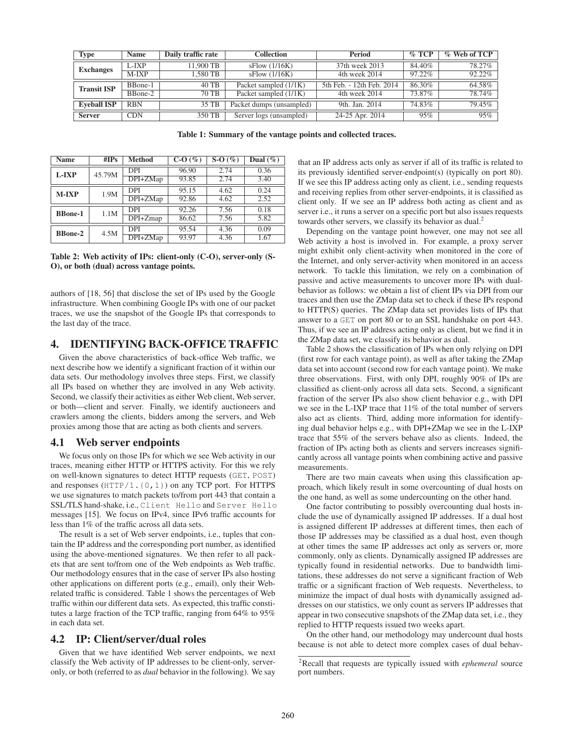| Type | Name | Daily traffic rate | Collection | Period | % TCP | % Web of TCP |
|---|---|---|---|---|---|---|
| **Exchanges** | L-IXP | 11,900 TB | sFlow (1/16K) | 37th week 2013 | 84.40% | 78.27% |
| | M-IXP | 1,580 TB | sFlow (1/16K) | 4th week 2014 | 97.22% | 92.22% |
| **Transit ISP** | BBone-1 | 40 TB | Packet sampled (1/1K) | 5th Feb. - 12th Feb. 2014 | 86.30% | 64.58% |
| | BBone-2 | 70 TB | Packet sampled (1/1K) | 4th week 2014 | 73.87% | 78.74% |
| **Eyeball ISP** | RBN | 35 TB | Packet dumps (unsampled) | 9th. Jan. 2014 | 74.83% | 79.45% |
| **Server** | CDN | 350 TB | Server logs (unsampled) | 24-25 Apr. 2014 | 95% | 95% |

**Table 1: Summary of the vantage points and collected traces.**

| Name | #IPs | Method | C-O (%) | S-O (%) | Dual (%) |
|---|---|---|---|---|---|
| **L-IXP** | 45.79M | DPI | 96.90 | 2.74 | 0.36 |
| | | DPI+ZMap | 93.85 | 2.74 | 3.40 |
| **M-IXP** | 1.9M | DPI | 95.15 | 4.62 | 0.24 |
| | | DPI+ZMap | 92.86 | 4.62 | 2.52 |
| **BBone-1** | 1.1M | DPI | 92.26 | 7.56 | 0.18 |
| | | DPI+Zmap | 86.62 | 7.56 | 5.82 |
| **BBone-2** | 4.5M | DPI | 95.54 | 4.36 | 0.09 |
| | | DPI+ZMap | 93.97 | 4.36 | 1.67 |

**Table 2: Web activity of IPs: client-only (C-O), server-only (S-O), or both (dual) across vantage points.**

authors of [18, 56] that disclose the set of IPs used by the Google infrastructure. When combining Google IPs with one of our packet traces, we use the snapshot of the Google IPs that corresponds to the last day of the trace.

# 4. IDENTIFYING BACK-OFFICE TRAFFIC

Given the above characteristics of back-office Web traffic, we next describe how we identify a significant fraction of it within our data sets. Our methodology involves three steps. First, we classify all IPs based on whether they are involved in any Web activity. Second, we classify their activities as either Web client, Web server, or both—client and server. Finally, we identify auctioneers and crawlers among the clients, bidders among the servers, and Web proxies among those that are acting as both clients and servers.

## 4.1 Web server endpoints

We focus only on those IPs for which we see Web activity in our traces, meaning either HTTP or HTTPS activity. For this we rely on well-known signatures to detect HTTP requests (`GET`, `POST`) and responses (`HTTP/1.{0,1}`) on any TCP port. For HTTPS we use signatures to match packets to/from port 443 that contain a SSL/TLS hand-shake, i.e., `Client Hello` and `Server Hello` messages [15]. We focus on IPv4, since IPv6 traffic accounts for less than 1% of the traffic across all data sets.

The result is a set of Web server endpoints, i.e., tuples that contain the IP address and the corresponding port number, as identified using the above-mentioned signatures. We then refer to all packets that are sent to/from one of the Web endpoints as Web traffic. Our methodology ensures that in the case of server IPs also hosting other applications on different ports (e.g., email), only their Web-related traffic is considered. Table 1 shows the percentages of Web traffic within our different data sets. As expected, this traffic constitutes a large fraction of the TCP traffic, ranging from 64% to 95% in each data set.

## 4.2 IP: Client/server/dual roles

Given that we have identified Web server endpoints, we next classify the Web activity of IP addresses to be client-only, server-only, or both (referred to as *dual* behavior in the following). We say that an IP address acts only as server if all of its traffic is related to its previously identified server-endpoint(s) (typically on port 80). If we see this IP address acting only as client, i.e., sending requests and receiving replies from other server-endpoints, it is classified as client only. If we see an IP address both acting as client and as server i.e., it runs a server on a specific port but also issues requests towards other servers, we classify its behavior as dual.[2]

Depending on the vantage point however, one may not see all Web activity a host is involved in. For example, a proxy server might exhibit only client-activity when monitored in the core of the Internet, and only server-activity when monitored in an access network. To tackle this limitation, we rely on a combination of passive and active measurements to uncover more IPs with dual-behavior as follows: we obtain a list of client IPs via DPI from our traces and then use the ZMap data set to check if these IPs respond to HTTP(S) queries. The ZMap data set provides lists of IPs that answer to a `GET` on port 80 or to an SSL handshake on port 443. Thus, if we see an IP address acting only as client, but we find it in the ZMap data set, we classify its behavior as dual.

Table 2 shows the classification of IPs when only relying on DPI (first row for each vantage point), as well as after taking the ZMap data set into account (second row for each vantage point). We make three observations. First, with only DPI, roughly 90% of IPs are classified as client-only across all data sets. Second, a significant fraction of the server IPs also show client behavior e.g., with DPI we see in the L-IXP trace that 11% of the total number of servers also act as clients. Third, adding more information for identifying dual behavior helps e.g., with DPI+ZMap we see in the L-IXP trace that 55% of the servers behave also as clients. Indeed, the fraction of IPs acting both as clients and servers increases significantly across all vantage points when combining active and passive measurements.

There are two main caveats when using this classification approach, which likely result in some overcounting of dual hosts on the one hand, as well as some undercounting on the other hand.

One factor contributing to possibly overcounting dual hosts include the use of dynamically assigned IP addresses. If a dual host is assigned different IP addresses at different times, then each of those IP addresses may be classified as a dual host, even though at other times the same IP addresses act only as servers or, more commonly, only as clients. Dynamically assigned IP addresses are typically found in residential networks. Due to bandwidth limitations, these addresses do not serve a significant fraction of Web traffic or a significant fraction of Web requests. Nevertheless, to minimize the impact of dual hosts with dynamically assigned addresses on our statistics, we only count as servers IP addresses that appear in two consecutive snapshots of the ZMap data set, i.e., they replied to HTTP requests issued two weeks apart.

On the other hand, our methodology may undercount dual hosts because is not able to detect more complex cases of dual behav-

[2] Recall that requests are typically issued with *ephemeral* source port numbers.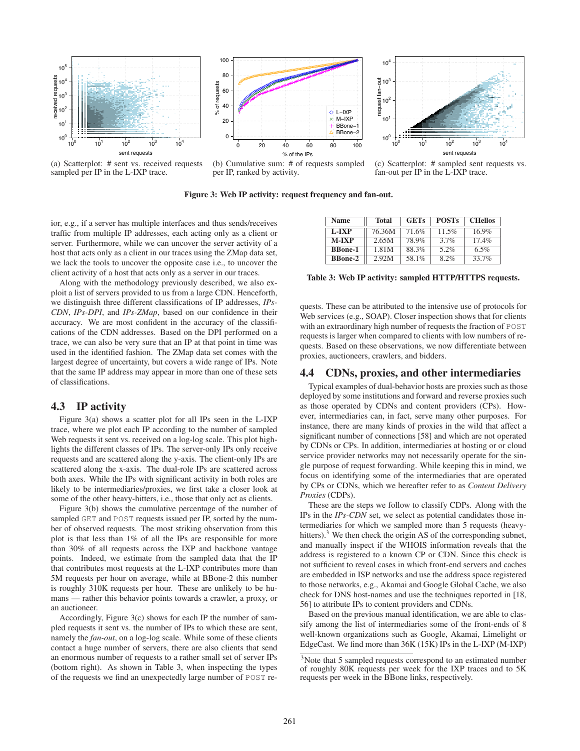(a) Scatterplot: # sent vs. received requests sampled per IP in the L-IXP trace.

(b) Cumulative sum: # of requests sampled per IP, ranked by activity.

(c) Scatterplot: # sampled sent requests vs. fan-out per IP in the L-IXP trace.

**Figure 3: Web IP activity: request frequency and fan-out.**

ior, e.g., if a server has multiple interfaces and thus sends/receives traffic from multiple IP addresses, each acting only as a client or server. Furthermore, while we can uncover the server activity of a host that acts only as a client in our traces using the ZMap data set, we lack the tools to uncover the opposite case i.e., to uncover the client activity of a host that acts only as a server in our traces.

Along with the methodology previously described, we also exploit a list of servers provided to us from a large CDN. Henceforth, we distinguish three different classifications of IP addresses, *IPs-CDN*, *IPs-DPI*, and *IPs-ZMap*, based on our confidence in their accuracy. We are most confident in the accuracy of the classifications of the CDN addresses. Based on the DPI performed on a trace, we can also be very sure that an IP at that point in time was used in the identified fashion. The ZMap data set comes with the largest degree of uncertainty, but covers a wide range of IPs. Note that the same IP address may appear in more than one of these sets of classifications.

## 4.3 IP activity

Figure 3(a) shows a scatter plot for all IPs seen in the L-IXP trace, where we plot each IP according to the number of sampled Web requests it sent vs. received on a log-log scale. This plot highlights the different classes of IPs. The server-only IPs only receive requests and are scattered along the y-axis. The client-only IPs are scattered along the x-axis. The dual-role IPs are scattered across both axes. While the IPs with significant activity in both roles are likely to be intermediaries/proxies, we first take a closer look at some of the other heavy-hitters, i.e., those that only act as clients.

Figure 3(b) shows the cumulative percentage of the number of sampled GET and POST requests issued per IP, sorted by the number of observed requests. The most striking observation from this plot is that less than 1% of all the IPs are responsible for more than 30% of all requests across the IXP and backbone vantage points. Indeed, we estimate from the sampled data that the IP that contributes most requests at the L-IXP contributes more than 5M requests per hour on average, while at BBone-2 this number is roughly 310K requests per hour. These are unlikely to be humans — rather this behavior points towards a crawler, a proxy, or an auctioneer.

Accordingly, Figure 3(c) shows for each IP the number of sampled requests it sent vs. the number of IPs to which these are sent, namely the *fan-out*, on a log-log scale. While some of these clients contact a huge number of servers, there are also clients that send an enormous number of requests to a rather small set of server IPs (bottom right). As shown in Table 3, when inspecting the types of the requests we find an unexpectedly large number of POST requests. These can be attributed to the intensive use of protocols for Web services (e.g., SOAP). Closer inspection shows that for clients with an extraordinary high number of requests the fraction of POST requests is larger when compared to clients with low numbers of requests. Based on these observations, we now differentiate between proxies, auctioneers, crawlers, and bidders.

| Name | Total | GETs | POSTs | CHellos |
|---|---|---|---|---|
| L-IXP | 76.36M | 71.6% | 11.5% | 16.9% |
| M-IXP | 2.65M | 78.9% | 3.7% | 17.4% |
| BBone-1 | 1.81M | 88.3% | 5.2% | 6.5% |
| BBone-2 | 2.92M | 58.1% | 8.2% | 33.7% |

**Table 3: Web IP activity: sampled HTTP/HTTPS requests.**

## 4.4 CDNs, proxies, and other intermediaries

Typical examples of dual-behavior hosts are proxies such as those deployed by some institutions and forward and reverse proxies such as those operated by CDNs and content providers (CPs). However, intermediaries can, in fact, serve many other purposes. For instance, there are many kinds of proxies in the wild that affect a significant number of connections [58] and which are not operated by CDNs or CPs. In addition, intermediaries at hosting or or cloud service provider networks may not necessarily operate for the single purpose of request forwarding. While keeping this in mind, we focus on identifying some of the intermediaries that are operated by CPs or CDNs, which we hereafter refer to as *Content Delivery Proxies* (CDPs).

These are the steps we follow to classify CDPs. Along with the IPs in the *IPs-CDN* set, we select as potential candidates those intermediaries for which we sampled more than 5 requests (heavy-hitters).[3] We then check the origin AS of the corresponding subnet, and manually inspect if the WHOIS information reveals that the address is registered to a known CP or CDN. Since this check is not sufficient to reveal cases in which front-end servers and caches are embedded in ISP networks and use the address space registered to those networks, e.g., Akamai and Google Global Cache, we also check for DNS host-names and use the techniques reported in [18, 56] to attribute IPs to content providers and CDNs.

Based on the previous manual identification, we are able to classify among the list of intermediaries some of the front-ends of 8 well-known organizations such as Google, Akamai, Limelight or EdgeCast. We find more than 36K (15K) IPs in the L-IXP (M-IXP)

[3]Note that 5 sampled requests correspond to an estimated number of roughly 80K requests per week for the IXP traces and to 5K requests per week in the BBone links, respectively.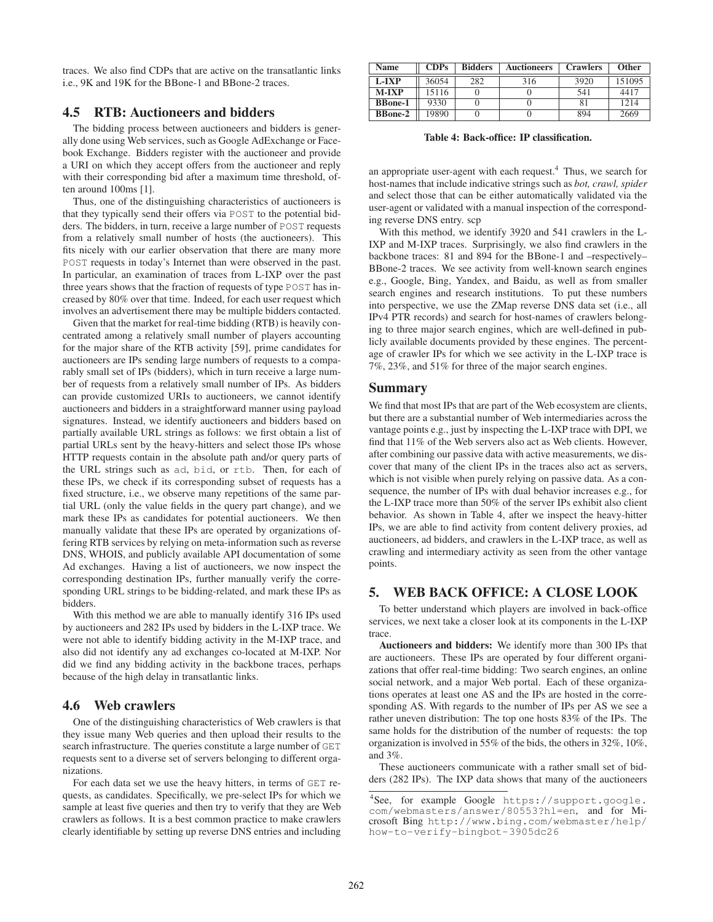traces. We also find CDPs that are active on the transatlantic links i.e., 9K and 19K for the BBone-1 and BBone-2 traces.

## 4.5 RTB: Auctioneers and bidders

The bidding process between auctioneers and bidders is generally done using Web services, such as Google AdExchange or Facebook Exchange. Bidders register with the auctioneer and provide a URI on which they accept offers from the auctioneer and reply with their corresponding bid after a maximum time threshold, often around 100ms [1].

Thus, one of the distinguishing characteristics of auctioneers is that they typically send their offers via POST to the potential bidders. The bidders, in turn, receive a large number of POST requests from a relatively small number of hosts (the auctioneers). This fits nicely with our earlier observation that there are many more POST requests in today's Internet than were observed in the past. In particular, an examination of traces from L-IXP over the past three years shows that the fraction of requests of type POST has increased by 80% over that time. Indeed, for each user request which involves an advertisement there may be multiple bidders contacted.

Given that the market for real-time bidding (RTB) is heavily concentrated among a relatively small number of players accounting for the major share of the RTB activity [59], prime candidates for auctioneers are IPs sending large numbers of requests to a comparably small set of IPs (bidders), which in turn receive a large number of requests from a relatively small number of IPs. As bidders can provide customized URIs to auctioneers, we cannot identify auctioneers and bidders in a straightforward manner using payload signatures. Instead, we identify auctioneers and bidders based on partially available URL strings as follows: we first obtain a list of partial URLs sent by the heavy-hitters and select those IPs whose HTTP requests contain in the absolute path and/or query parts of the URL strings such as ad, bid, or rtb. Then, for each of these IPs, we check if its corresponding subset of requests has a fixed structure, i.e., we observe many repetitions of the same partial URL (only the value fields in the query part change), and we mark these IPs as candidates for potential auctioneers. We then manually validate that these IPs are operated by organizations offering RTB services by relying on meta-information such as reverse DNS, WHOIS, and publicly available API documentation of some Ad exchanges. Having a list of auctioneers, we now inspect the corresponding destination IPs, further manually verify the corresponding URL strings to be bidding-related, and mark these IPs as bidders.

With this method we are able to manually identify 316 IPs used by auctioneers and 282 IPs used by bidders in the L-IXP trace. We were not able to identify bidding activity in the M-IXP trace, and also did not identify any ad exchanges co-located at M-IXP. Nor did we find any bidding activity in the backbone traces, perhaps because of the high delay in transatlantic links.

## 4.6 Web crawlers

One of the distinguishing characteristics of Web crawlers is that they issue many Web queries and then upload their results to the search infrastructure. The queries constitute a large number of GET requests sent to a diverse set of servers belonging to different organizations.

For each data set we use the heavy hitters, in terms of GET requests, as candidates. Specifically, we pre-select IPs for which we sample at least five queries and then try to verify that they are Web crawlers as follows. It is a best common practice to make crawlers clearly identifiable by setting up reverse DNS entries and including an appropriate user-agent with each request.[4] Thus, we search for host-names that include indicative strings such as *bot, crawl, spider* and select those that can be either automatically validated via the user-agent or validated with a manual inspection of the corresponding reverse DNS entry. scp

| Name | CDPs | Bidders | Auctioneers | Crawlers | Other |
|---|---|---|---|---|---|
| **L-IXP** | 36054 | 282 | 316 | 3920 | 151095 |
| **M-IXP** | 15116 | 0 | 0 | 541 | 4417 |
| **BBone-1** | 9330 | 0 | 0 | 81 | 1214 |
| **BBone-2** | 19890 | 0 | 0 | 894 | 2669 |

**Table 4: Back-office: IP classification.**

With this method, we identify 3920 and 541 crawlers in the L-IXP and M-IXP traces. Surprisingly, we also find crawlers in the backbone traces: 81 and 894 for the BBone-1 and –respectively– BBone-2 traces. We see activity from well-known search engines e.g., Google, Bing, Yandex, and Baidu, as well as from smaller search engines and research institutions. To put these numbers into perspective, we use the ZMap reverse DNS data set (i.e., all IPv4 PTR records) and search for host-names of crawlers belonging to three major search engines, which are well-defined in publicly available documents provided by these engines. The percentage of crawler IPs for which we see activity in the L-IXP trace is 7%, 23%, and 51% for three of the major search engines.

### Summary

We find that most IPs that are part of the Web ecosystem are clients, but there are a substantial number of Web intermediaries across the vantage points e.g., just by inspecting the L-IXP trace with DPI, we find that 11% of the Web servers also act as Web clients. However, after combining our passive data with active measurements, we discover that many of the client IPs in the traces also act as servers, which is not visible when purely relying on passive data. As a consequence, the number of IPs with dual behavior increases e.g., for the L-IXP trace more than 50% of the server IPs exhibit also client behavior. As shown in Table 4, after we inspect the heavy-hitter IPs, we are able to find activity from content delivery proxies, ad auctioneers, ad bidders, and crawlers in the L-IXP trace, as well as crawling and intermediary activity as seen from the other vantage points.

# 5. WEB BACK OFFICE: A CLOSE LOOK

To better understand which players are involved in back-office services, we next take a closer look at its components in the L-IXP trace.

**Auctioneers and bidders:** We identify more than 300 IPs that are auctioneers. These IPs are operated by four different organizations that offer real-time bidding: Two search engines, an online social network, and a major Web portal. Each of these organizations operates at least one AS and the IPs are hosted in the corresponding AS. With regards to the number of IPs per AS we see a rather uneven distribution: The top one hosts 83% of the IPs. The same holds for the distribution of the number of requests: the top organization is involved in 55% of the bids, the others in 32%, 10%, and 3%.

These auctioneers communicate with a rather small set of bidders (282 IPs). The IXP data shows that many of the auctioneers

[4] See, for example Google https://support.google.com/webmasters/answer/80553?hl=en, and for Microsoft Bing http://www.bing.com/webmaster/help/how-to-verify-bingbot-3905dc26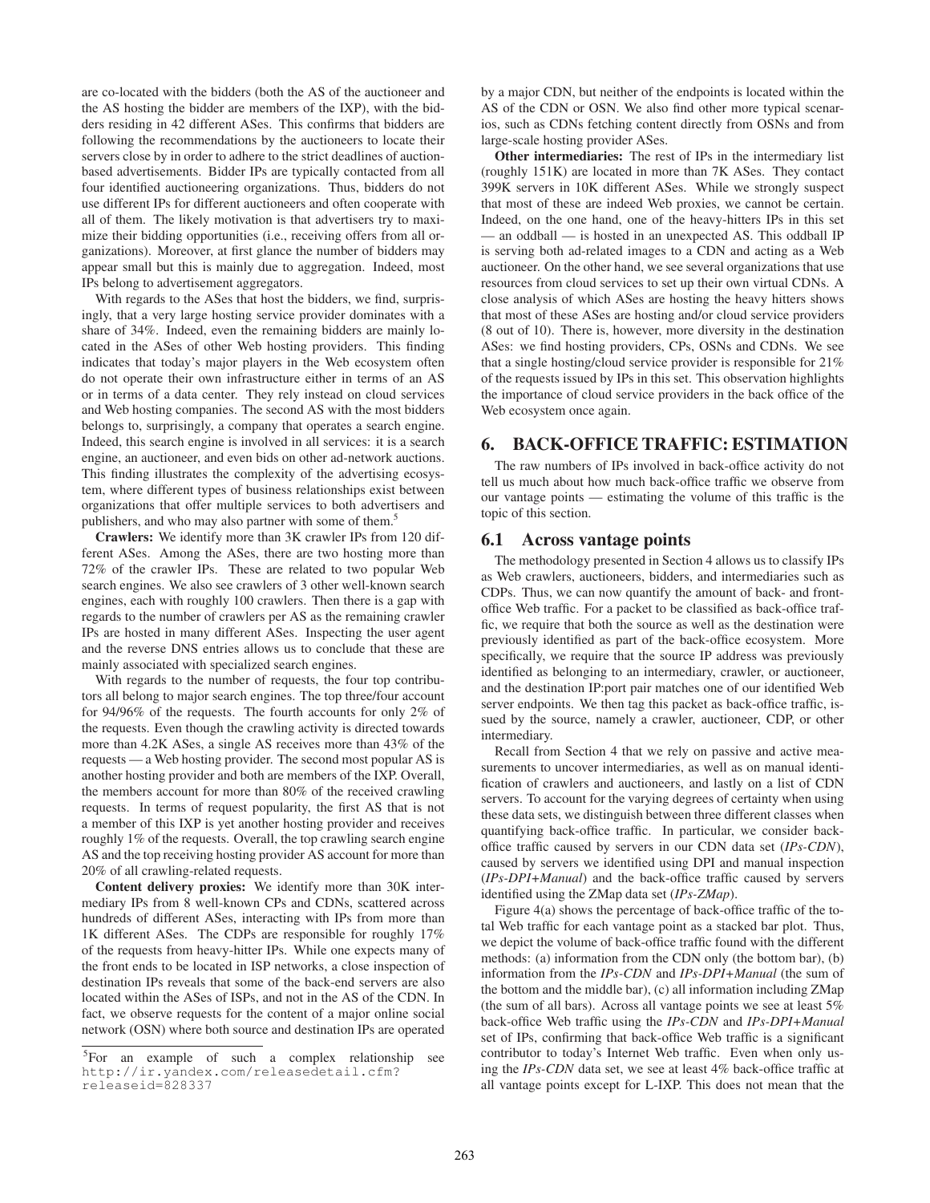are co-located with the bidders (both the AS of the auctioneer and the AS hosting the bidder are members of the IXP), with the bidders residing in 42 different ASes. This confirms that bidders are following the recommendations by the auctioneers to locate their servers close by in order to adhere to the strict deadlines of auction-based advertisements. Bidder IPs are typically contacted from all four identified auctioneering organizations. Thus, bidders do not use different IPs for different auctioneers and often cooperate with all of them. The likely motivation is that advertisers try to maximize their bidding opportunities (i.e., receiving offers from all organizations). Moreover, at first glance the number of bidders may appear small but this is mainly due to aggregation. Indeed, most IPs belong to advertisement aggregators.

With regards to the ASes that host the bidders, we find, surprisingly, that a very large hosting service provider dominates with a share of 34%. Indeed, even the remaining bidders are mainly located in the ASes of other Web hosting providers. This finding indicates that today's major players in the Web ecosystem often do not operate their own infrastructure either in terms of an AS or in terms of a data center. They rely instead on cloud services and Web hosting companies. The second AS with the most bidders belongs to, surprisingly, a company that operates a search engine. Indeed, this search engine is involved in all services: it is a search engine, an auctioneer, and even bids on other ad-network auctions. This finding illustrates the complexity of the advertising ecosystem, where different types of business relationships exist between organizations that offer multiple services to both advertisers and publishers, and who may also partner with some of them.[5]

**Crawlers:** We identify more than 3K crawler IPs from 120 different ASes. Among the ASes, there are two hosting more than 72% of the crawler IPs. These are related to two popular Web search engines. We also see crawlers of 3 other well-known search engines, each with roughly 100 crawlers. Then there is a gap with regards to the number of crawlers per AS as the remaining crawler IPs are hosted in many different ASes. Inspecting the user agent and the reverse DNS entries allows us to conclude that these are mainly associated with specialized search engines.

With regards to the number of requests, the four top contributors all belong to major search engines. The top three/four account for 94/96% of the requests. The fourth accounts for only 2% of the requests. Even though the crawling activity is directed towards more than 4.2K ASes, a single AS receives more than 43% of the requests — a Web hosting provider. The second most popular AS is another hosting provider and both are members of the IXP. Overall, the members account for more than 80% of the received crawling requests. In terms of request popularity, the first AS that is not a member of this IXP is yet another hosting provider and receives roughly 1% of the requests. Overall, the top crawling search engine AS and the top receiving hosting provider AS account for more than 20% of all crawling-related requests.

**Content delivery proxies:** We identify more than 30K intermediary IPs from 8 well-known CPs and CDNs, scattered across hundreds of different ASes, interacting with IPs from more than 1K different ASes. The CDPs are responsible for roughly 17% of the requests from heavy-hitter IPs. While one expects many of the front ends to be located in ISP networks, a close inspection of destination IPs reveals that some of the back-end servers are also located within the ASes of ISPs, and not in the AS of the CDN. In fact, we observe requests for the content of a major online social network (OSN) where both source and destination IPs are operated by a major CDN, but neither of the endpoints is located within the AS of the CDN or OSN. We also find other more typical scenarios, such as CDNs fetching content directly from OSNs and from large-scale hosting provider ASes.

**Other intermediaries:** The rest of IPs in the intermediary list (roughly 151K) are located in more than 7K ASes. They contact 399K servers in 10K different ASes. While we strongly suspect that most of these are indeed Web proxies, we cannot be certain. Indeed, on the one hand, one of the heavy-hitters IPs in this set — an oddball — is hosted in an unexpected AS. This oddball IP is serving both ad-related images to a CDN and acting as a Web auctioneer. On the other hand, we see several organizations that use resources from cloud services to set up their own virtual CDNs. A close analysis of which ASes are hosting the heavy hitters shows that most of these ASes are hosting and/or cloud service providers (8 out of 10). There is, however, more diversity in the destination ASes: we find hosting providers, CPs, OSNs and CDNs. We see that a single hosting/cloud service provider is responsible for 21% of the requests issued by IPs in this set. This observation highlights the importance of cloud service providers in the back office of the Web ecosystem once again.

## 6. BACK-OFFICE TRAFFIC: ESTIMATION

The raw numbers of IPs involved in back-office activity do not tell us much about how much back-office traffic we observe from our vantage points — estimating the volume of this traffic is the topic of this section.

### 6.1 Across vantage points

The methodology presented in Section 4 allows us to classify IPs as Web crawlers, auctioneers, bidders, and intermediaries such as CDPs. Thus, we can now quantify the amount of back- and front-office Web traffic. For a packet to be classified as back-office traffic, we require that both the source as well as the destination were previously identified as part of the back-office ecosystem. More specifically, we require that the source IP address was previously identified as belonging to an intermediary, crawler, or auctioneer, and the destination IP:port pair matches one of our identified Web server endpoints. We then tag this packet as back-office traffic, issued by the source, namely a crawler, auctioneer, CDP, or other intermediary.

Recall from Section 4 that we rely on passive and active measurements to uncover intermediaries, as well as on manual identification of crawlers and auctioneers, and lastly on a list of CDN servers. To account for the varying degrees of certainty when using these data sets, we distinguish between three different classes when quantifying back-office traffic. In particular, we consider back-office traffic caused by servers in our CDN data set (*IPs-CDN*), caused by servers we identified using DPI and manual inspection (*IPs-DPI+Manual*) and the back-office traffic caused by servers identified using the ZMap data set (*IPs-ZMap*).

Figure 4(a) shows the percentage of back-office traffic of the total Web traffic for each vantage point as a stacked bar plot. Thus, we depict the volume of back-office traffic found with the different methods: (a) information from the CDN only (the bottom bar), (b) information from the *IPs-CDN* and *IPs-DPI+Manual* (the sum of the bottom and the middle bar), (c) all information including ZMap (the sum of all bars). Across all vantage points we see at least 5% back-office Web traffic using the *IPs-CDN* and *IPs-DPI+Manual* set of IPs, confirming that back-office Web traffic is a significant contributor to today's Internet Web traffic. Even when only using the *IPs-CDN* data set, we see at least 4% back-office traffic at all vantage points except for L-IXP. This does not mean that the

[5]For an example of such a complex relationship see http://ir.yandex.com/releasedetail.cfm?releaseid=828337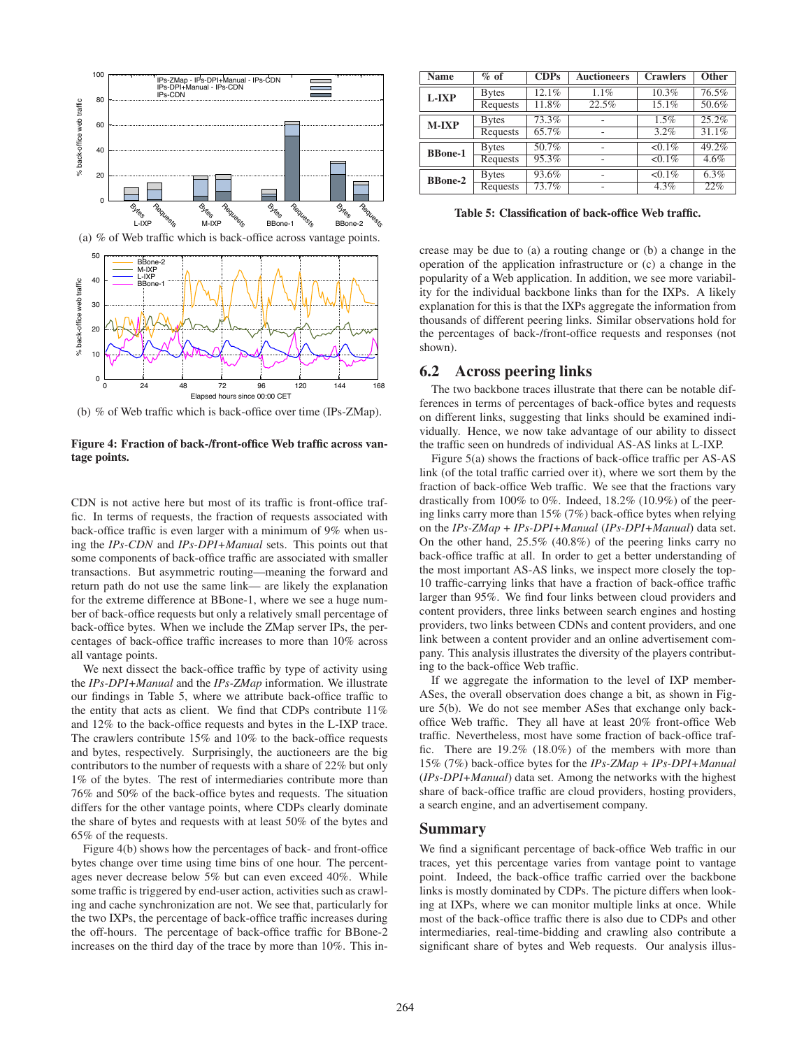(a) % of Web traffic which is back-office across vantage points.

(b) % of Web traffic which is back-office over time (IPs-ZMap).

**Figure 4: Fraction of back-/front-office Web traffic across vantage points.**

CDN is not active here but most of its traffic is front-office traffic. In terms of requests, the fraction of requests associated with back-office traffic is even larger with a minimum of 9% when using the *IPs-CDN* and *IPs-DPI+Manual* sets. This points out that some components of back-office traffic are associated with smaller transactions. But asymmetric routing—meaning the forward and return path do not use the same link— are likely the explanation for the extreme difference at BBone-1, where we see a huge number of back-office requests but only a relatively small percentage of back-office bytes. When we include the ZMap server IPs, the percentages of back-office traffic increases to more than 10% across all vantage points.

We next dissect the back-office traffic by type of activity using the *IPs-DPI+Manual* and the *IPs-ZMap* information. We illustrate our findings in Table 5, where we attribute back-office traffic to the entity that acts as client. We find that CDPs contribute 11% and 12% to the back-office requests and bytes in the L-IXP trace. The crawlers contribute 15% and 10% to the back-office requests and bytes, respectively. Surprisingly, the auctioneers are the big contributors to the number of requests with a share of 22% but only 1% of the bytes. The rest of intermediaries contribute more than 76% and 50% of the back-office bytes and requests. The situation differs for the other vantage points, where CDPs clearly dominate the share of bytes and requests with at least 50% of the bytes and 65% of the requests.

Figure 4(b) shows how the percentages of back- and front-office bytes change over time using time bins of one hour. The percentages never decrease below 5% but can even exceed 40%. While some traffic is triggered by end-user action, activities such as crawling and cache synchronization are not. We see that, particularly for the two IXPs, the percentage of back-office traffic increases during the off-hours. The percentage of back-office traffic for BBone-2 increases on the third day of the trace by more than 10%. This increase may be due to (a) a routing change or (b) a change in the operation of the application infrastructure or (c) a change in the popularity of a Web application. In addition, we see more variability for the individual backbone links than for the IXPs. A likely explanation for this is that the IXPs aggregate the information from thousands of different peering links. Similar observations hold for the percentages of back-/front-office requests and responses (not shown).

| Name | % of | CDPs | Auctioneers | Crawlers | Other |
|---|---|---|---|---|---|
| L-IXP | Bytes | 12.1% | 1.1% | 10.3% | 76.5% |
| | Requests | 11.8% | 22.5% | 15.1% | 50.6% |
| M-IXP | Bytes | 73.3% | - | 1.5% | 25.2% |
| | Requests | 65.7% | - | 3.2% | 31.1% |
| BBone-1 | Bytes | 50.7% | - | <0.1% | 49.2% |
| | Requests | 95.3% | - | <0.1% | 4.6% |
| BBone-2 | Bytes | 93.6% | - | <0.1% | 6.3% |
| | Requests | 73.7% | - | 4.3% | 22% |

**Table 5: Classification of back-office Web traffic.**

## 6.2 Across peering links

The two backbone traces illustrate that there can be notable differences in terms of percentages of back-office bytes and requests on different links, suggesting that links should be examined individually. Hence, we now take advantage of our ability to dissect the traffic seen on hundreds of individual AS-AS links at L-IXP.

Figure 5(a) shows the fractions of back-office traffic per AS-AS link (of the total traffic carried over it), where we sort them by the fraction of back-office Web traffic. We see that the fractions vary drastically from 100% to 0%. Indeed, 18.2% (10.9%) of the peering links carry more than 15% (7%) back-office bytes when relying on the *IPs-ZMap + IPs-DPI+Manual* (*IPs-DPI+Manual*) data set. On the other hand, 25.5% (40.8%) of the peering links carry no back-office traffic at all. In order to get a better understanding of the most important AS-AS links, we inspect more closely the top-10 traffic-carrying links that have a fraction of back-office traffic larger than 95%. We find four links between cloud providers and content providers, three links between search engines and hosting providers, two links between CDNs and content providers, and one link between a content provider and an online advertisement company. This analysis illustrates the diversity of the players contributing to the back-office Web traffic.

If we aggregate the information to the level of IXP member-ASes, the overall observation does change a bit, as shown in Figure 5(b). We do not see member ASes that exchange only back-office Web traffic. They all have at least 20% front-office Web traffic. Nevertheless, most have some fraction of back-office traffic. There are 19.2% (18.0%) of the members with more than 15% (7%) back-office bytes for the *IPs-ZMap + IPs-DPI+Manual* (*IPs-DPI+Manual*) data set. Among the networks with the highest share of back-office traffic are cloud providers, hosting providers, a search engine, and an advertisement company.

## Summary

We find a significant percentage of back-office Web traffic in our traces, yet this percentage varies from vantage point to vantage point. Indeed, the back-office traffic carried over the backbone links is mostly dominated by CDPs. The picture differs when looking at IXPs, where we can monitor multiple links at once. While most of the back-office traffic there is also due to CDPs and other intermediaries, real-time-bidding and crawling also contribute a significant share of bytes and Web requests. Our analysis illus-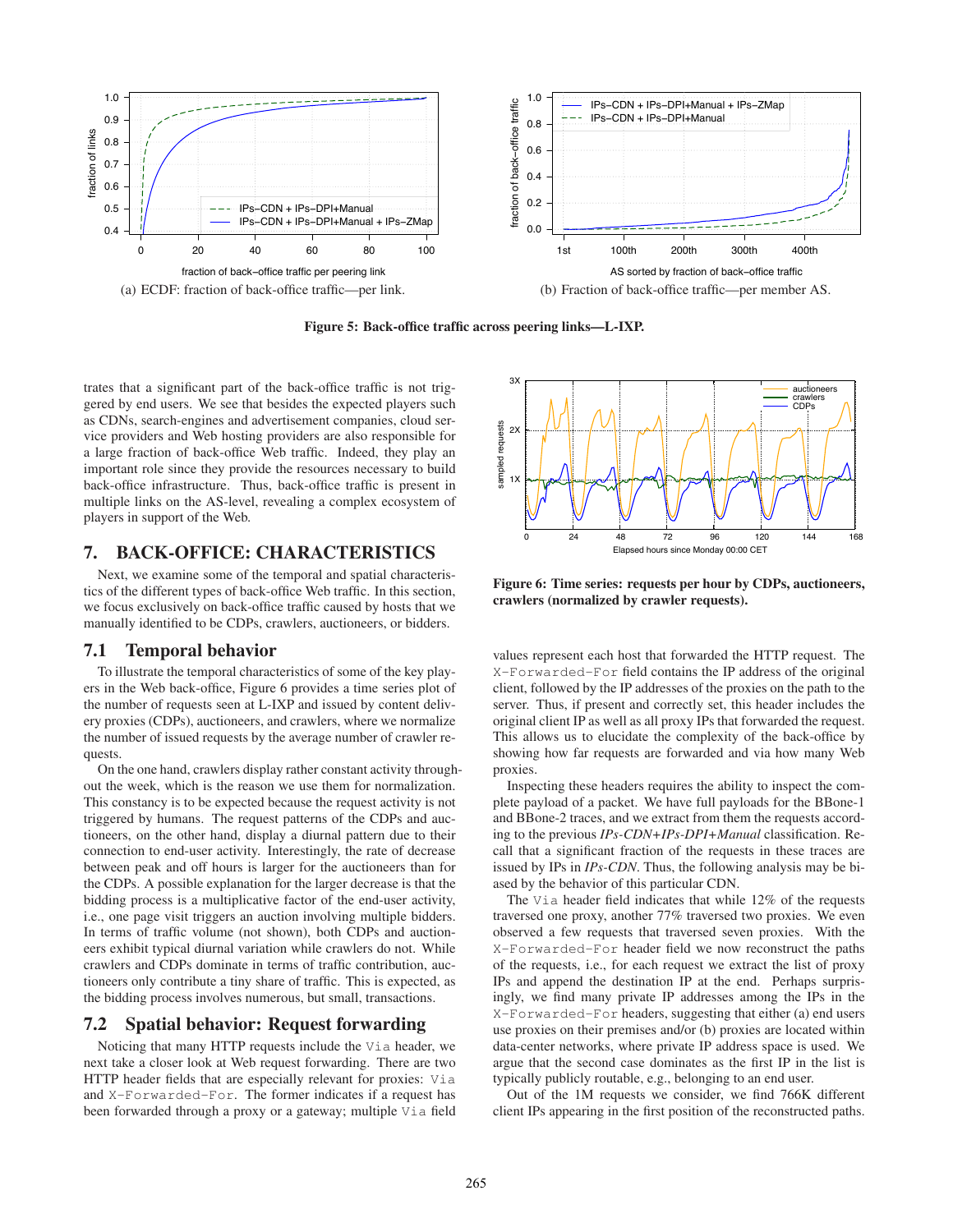(a) ECDF: fraction of back-office traffic—per link.

(b) Fraction of back-office traffic—per member AS.

**Figure 5: Back-office traffic across peering links—L-IXP.**

trates that a significant part of the back-office traffic is not triggered by end users. We see that besides the expected players such as CDNs, search-engines and advertisement companies, cloud service providers and Web hosting providers are also responsible for a large fraction of back-office Web traffic. Indeed, they play an important role since they provide the resources necessary to build back-office infrastructure. Thus, back-office traffic is present in multiple links on the AS-level, revealing a complex ecosystem of players in support of the Web.

## 7. BACK-OFFICE: CHARACTERISTICS

Next, we examine some of the temporal and spatial characteristics of the different types of back-office Web traffic. In this section, we focus exclusively on back-office traffic caused by hosts that we manually identified to be CDPs, crawlers, auctioneers, or bidders.

### 7.1 Temporal behavior

To illustrate the temporal characteristics of some of the key players in the Web back-office, Figure 6 provides a time series plot of the number of requests seen at L-IXP and issued by content delivery proxies (CDPs), auctioneers, and crawlers, where we normalize the number of issued requests by the average number of crawler requests.

On the one hand, crawlers display rather constant activity throughout the week, which is the reason we use them for normalization. This constancy is to be expected because the request activity is not triggered by humans. The request patterns of the CDPs and auctioneers, on the other hand, display a diurnal pattern due to their connection to end-user activity. Interestingly, the rate of decrease between peak and off hours is larger for the auctioneers than for the CDPs. A possible explanation for the larger decrease is that the bidding process is a multiplicative factor of the end-user activity, i.e., one page visit triggers an auction involving multiple bidders. In terms of traffic volume (not shown), both CDPs and auctioneers exhibit typical diurnal variation while crawlers do not. While crawlers and CDPs dominate in terms of traffic contribution, auctioneers only contribute a tiny share of traffic. This is expected, as the bidding process involves numerous, but small, transactions.

### 7.2 Spatial behavior: Request forwarding

Noticing that many HTTP requests include the `Via` header, we next take a closer look at Web request forwarding. There are two HTTP header fields that are especially relevant for proxies: `Via` and `X-Forwarded-For`. The former indicates if a request has been forwarded through a proxy or a gateway; multiple `Via` field

**Figure 6: Time series: requests per hour by CDPs, auctioneers, crawlers (normalized by crawler requests).**

values represent each host that forwarded the HTTP request. The `X-Forwarded-For` field contains the IP address of the original client, followed by the IP addresses of the proxies on the path to the server. Thus, if present and correctly set, this header includes the original client IP as well as all proxy IPs that forwarded the request. This allows us to elucidate the complexity of the back-office by showing how far requests are forwarded and via how many Web proxies.

Inspecting these headers requires the ability to inspect the complete payload of a packet. We have full payloads for the BBone-1 and BBone-2 traces, and we extract from them the requests according to the previous *IPs-CDN+IPs-DPI+Manual* classification. Recall that a significant fraction of the requests in these traces are issued by IPs in *IPs-CDN*. Thus, the following analysis may be biased by the behavior of this particular CDN.

The `Via` header field indicates that while 12% of the requests traversed one proxy, another 77% traversed two proxies. We even observed a few requests that traversed seven proxies. With the `X-Forwarded-For` header field we now reconstruct the paths of the requests, i.e., for each request we extract the list of proxy IPs and append the destination IP at the end. Perhaps surprisingly, we find many private IP addresses among the IPs in the `X-Forwarded-For` headers, suggesting that either (a) end users use proxies on their premises and/or (b) proxies are located within data-center networks, where private IP address space is used. We argue that the second case dominates as the first IP in the list is typically publicly routable, e.g., belonging to an end user.

Out of the 1M requests we consider, we find 766K different client IPs appearing in the first position of the reconstructed paths.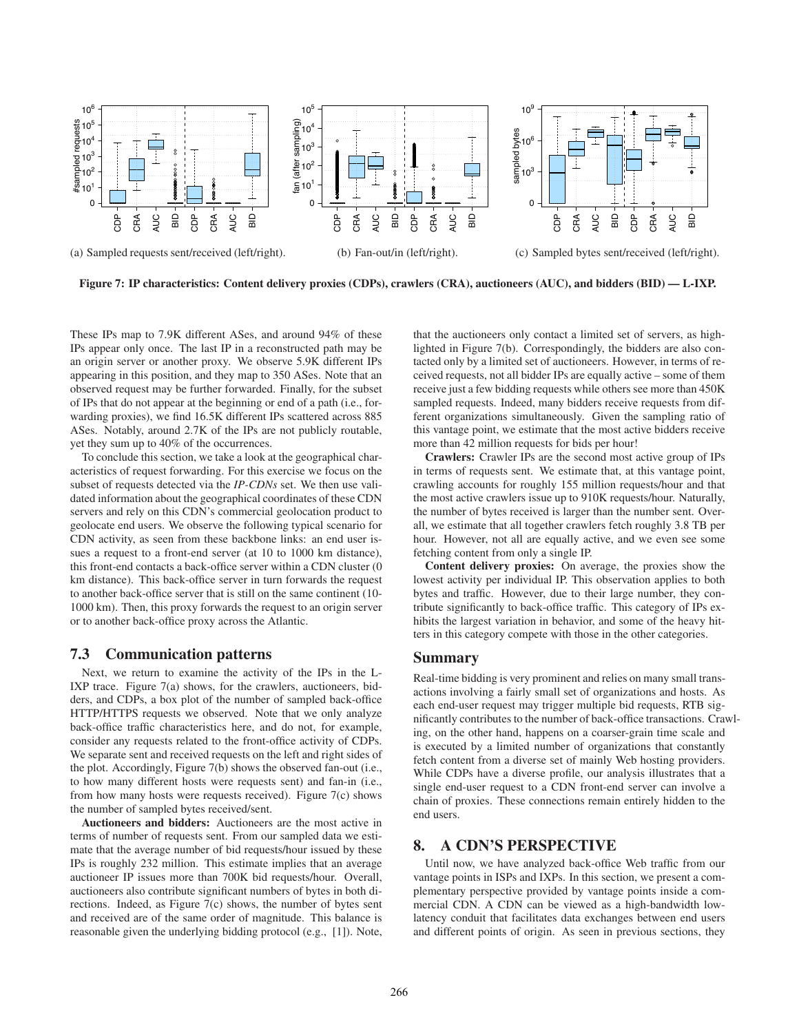(a) Sampled requests sent/received (left/right).

(b) Fan-out/in (left/right).

(c) Sampled bytes sent/received (left/right).

**Figure 7: IP characteristics: Content delivery proxies (CDPs), crawlers (CRA), auctioneers (AUC), and bidders (BID) — L-IXP.**

These IPs map to 7.9K different ASes, and around 94% of these IPs appear only once. The last IP in a reconstructed path may be an origin server or another proxy. We observe 5.9K different IPs appearing in this position, and they map to 350 ASes. Note that an observed request may be further forwarded. Finally, for the subset of IPs that do not appear at the beginning or end of a path (i.e., forwarding proxies), we find 16.5K different IPs scattered across 885 ASes. Notably, around 2.7K of the IPs are not publicly routable, yet they sum up to 40% of the occurrences.

To conclude this section, we take a look at the geographical characteristics of request forwarding. For this exercise we focus on the subset of requests detected via the *IP-CDNs* set. We then use validated information about the geographical coordinates of these CDN servers and rely on this CDN's commercial geolocation product to geolocate end users. We observe the following typical scenario for CDN activity, as seen from these backbone links: an end user issues a request to a front-end server (at 10 to 1000 km distance), this front-end contacts a back-office server within a CDN cluster (0 km distance). This back-office server in turn forwards the request to another back-office server that is still on the same continent (10-1000 km). Then, this proxy forwards the request to an origin server or to another back-office proxy across the Atlantic.

## 7.3 Communication patterns

Next, we return to examine the activity of the IPs in the L-IXP trace. Figure 7(a) shows, for the crawlers, auctioneers, bidders, and CDPs, a box plot of the number of sampled back-office HTTP/HTTPS requests we observed. Note that we only analyze back-office traffic characteristics here, and do not, for example, consider any requests related to the front-office activity of CDPs. We separate sent and received requests on the left and right sides of the plot. Accordingly, Figure 7(b) shows the observed fan-out (i.e., to how many different hosts were requests sent) and fan-in (i.e., from how many hosts were requests received). Figure 7(c) shows the number of sampled bytes received/sent.

**Auctioneers and bidders:** Auctioneers are the most active in terms of number of requests sent. From our sampled data we estimate that the average number of bid requests/hour issued by these IPs is roughly 232 million. This estimate implies that an average auctioneer IP issues more than 700K bid requests/hour. Overall, auctioneers also contribute significant numbers of bytes in both directions. Indeed, as Figure 7(c) shows, the number of bytes sent and received are of the same order of magnitude. This balance is reasonable given the underlying bidding protocol (e.g., [1]). Note, that the auctioneers only contact a limited set of servers, as highlighted in Figure 7(b). Correspondingly, the bidders are also contacted only by a limited set of auctioneers. However, in terms of received requests, not all bidder IPs are equally active – some of them receive just a few bidding requests while others see more than 450K sampled requests. Indeed, many bidders receive requests from different organizations simultaneously. Given the sampling ratio of this vantage point, we estimate that the most active bidders receive more than 42 million requests for bids per hour!

**Crawlers:** Crawler IPs are the second most active group of IPs in terms of requests sent. We estimate that, at this vantage point, crawling accounts for roughly 155 million requests/hour and that the most active crawlers issue up to 910K requests/hour. Naturally, the number of bytes received is larger than the number sent. Overall, we estimate that all together crawlers fetch roughly 3.8 TB per hour. However, not all are equally active, and we even see some fetching content from only a single IP.

**Content delivery proxies:** On average, the proxies show the lowest activity per individual IP. This observation applies to both bytes and traffic. However, due to their large number, they contribute significantly to back-office traffic. This category of IPs exhibits the largest variation in behavior, and some of the heavy hitters in this category compete with those in the other categories.

## Summary

Real-time bidding is very prominent and relies on many small transactions involving a fairly small set of organizations and hosts. As each end-user request may trigger multiple bid requests, RTB significantly contributes to the number of back-office transactions. Crawling, on the other hand, happens on a coarser-grain time scale and is executed by a limited number of organizations that constantly fetch content from a diverse set of mainly Web hosting providers. While CDPs have a diverse profile, our analysis illustrates that a single end-user request to a CDN front-end server can involve a chain of proxies. These connections remain entirely hidden to the end users.

# 8. A CDN'S PERSPECTIVE

Until now, we have analyzed back-office Web traffic from our vantage points in ISPs and IXPs. In this section, we present a complementary perspective provided by vantage points inside a commercial CDN. A CDN can be viewed as a high-bandwidth low-latency conduit that facilitates data exchanges between end users and different points of origin. As seen in previous sections, they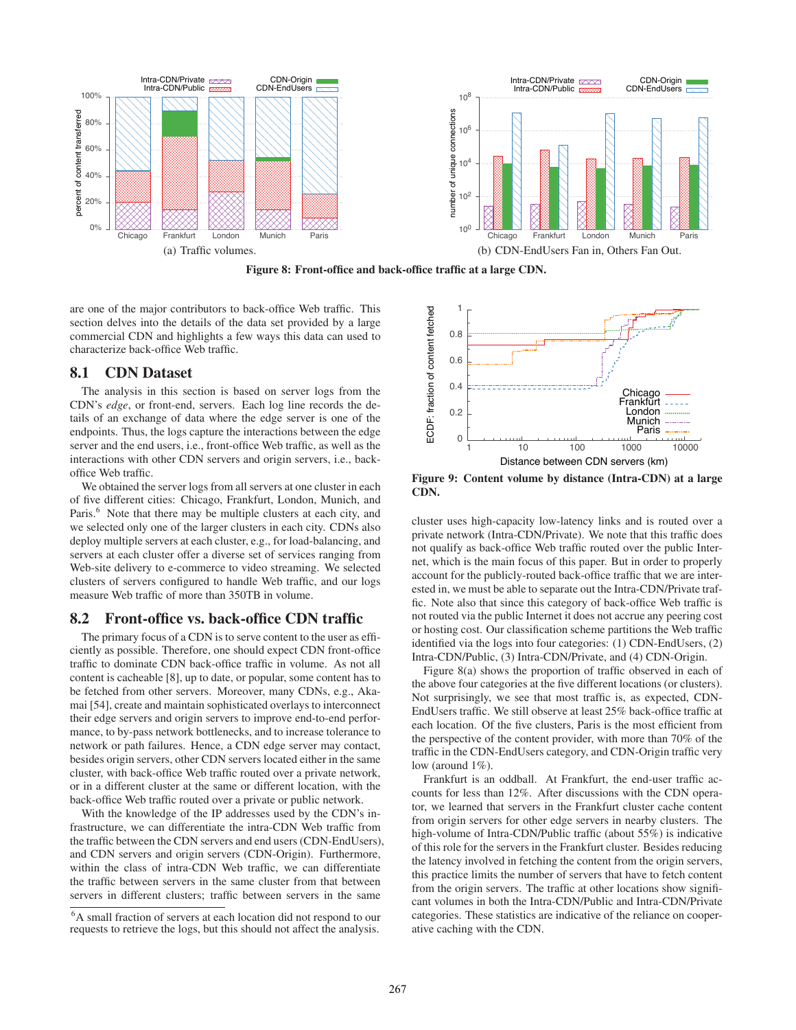Figure 8: Front-office and back-office traffic at a large CDN.

(a) Traffic volumes.

(b) CDN-EndUsers Fan in, Others Fan Out.

are one of the major contributors to back-office Web traffic. This section delves into the details of the data set provided by a large commercial CDN and highlights a few ways this data can used to characterize back-office Web traffic.

## 8.1 CDN Dataset

The analysis in this section is based on server logs from the CDN's *edge*, or front-end, servers. Each log line records the details of an exchange of data where the edge server is one of the endpoints. Thus, the logs capture the interactions between the edge server and the end users, i.e., front-office Web traffic, as well as the interactions with other CDN servers and origin servers, i.e., back-office Web traffic.

We obtained the server logs from all servers at one cluster in each of five different cities: Chicago, Frankfurt, London, Munich, and Paris.[6] Note that there may be multiple clusters at each city, and we selected only one of the larger clusters in each city. CDNs also deploy multiple servers at each cluster, e.g., for load-balancing, and servers at each cluster offer a diverse set of services ranging from Web-site delivery to e-commerce to video streaming. We selected clusters of servers configured to handle Web traffic, and our logs measure Web traffic of more than 350TB in volume.

## 8.2 Front-office vs. back-office CDN traffic

The primary focus of a CDN is to serve content to the user as efficiently as possible. Therefore, one should expect CDN front-office traffic to dominate CDN back-office traffic in volume. As not all content is cacheable [8], up to date, or popular, some content has to be fetched from other servers. Moreover, many CDNs, e.g., Akamai [54], create and maintain sophisticated overlays to interconnect their edge servers and origin servers to improve end-to-end performance, to by-pass network bottlenecks, and to increase tolerance to network or path failures. Hence, a CDN edge server may contact, besides origin servers, other CDN servers located either in the same cluster, with back-office Web traffic routed over a private network, or in a different cluster at the same or different location, with the back-office Web traffic routed over a private or public network.

With the knowledge of the IP addresses used by the CDN's infrastructure, we can differentiate the intra-CDN Web traffic from the traffic between the CDN servers and end users (CDN-EndUsers), and CDN servers and origin servers (CDN-Origin). Furthermore, within the class of intra-CDN Web traffic, we can differentiate the traffic between servers in the same cluster from that between servers in different clusters; traffic between servers in the same cluster uses high-capacity low-latency links and is routed over a private network (Intra-CDN/Private). We note that this traffic does not qualify as back-office Web traffic routed over the public Internet, which is the main focus of this paper. But in order to properly account for the publicly-routed back-office traffic that we are interested in, we must be able to separate out the Intra-CDN/Private traffic. Note also that since this category of back-office Web traffic is not routed via the public Internet it does not accrue any peering cost or hosting cost. Our classification scheme partitions the Web traffic identified via the logs into four categories: (1) CDN-EndUsers, (2) Intra-CDN/Public, (3) Intra-CDN/Private, and (4) CDN-Origin.

Figure 8(a) shows the proportion of traffic observed in each of the above four categories at the five different locations (or clusters). Not surprisingly, we see that most traffic is, as expected, CDN-EndUsers traffic. We still observe at least 25% back-office traffic at each location. Of the five clusters, Paris is the most efficient from the perspective of the content provider, with more than 70% of the traffic in the CDN-EndUsers category, and CDN-Origin traffic very low (around 1%).

Frankfurt is an oddball. At Frankfurt, the end-user traffic accounts for less than 12%. After discussions with the CDN operator, we learned that servers in the Frankfurt cluster cache content from origin servers for other edge servers in nearby clusters. The high-volume of Intra-CDN/Public traffic (about 55%) is indicative of this role for the servers in the Frankfurt cluster. Besides reducing the latency involved in fetching the content from the origin servers, this practice limits the number of servers that have to fetch content from the origin servers. The traffic at other locations show significant volumes in both the Intra-CDN/Public and Intra-CDN/Private categories. These statistics are indicative of the reliance on cooperative caching with the CDN.

Figure 9: Content volume by distance (Intra-CDN) at a large CDN.

[6] A small fraction of servers at each location did not respond to our requests to retrieve the logs, but this should not affect the analysis.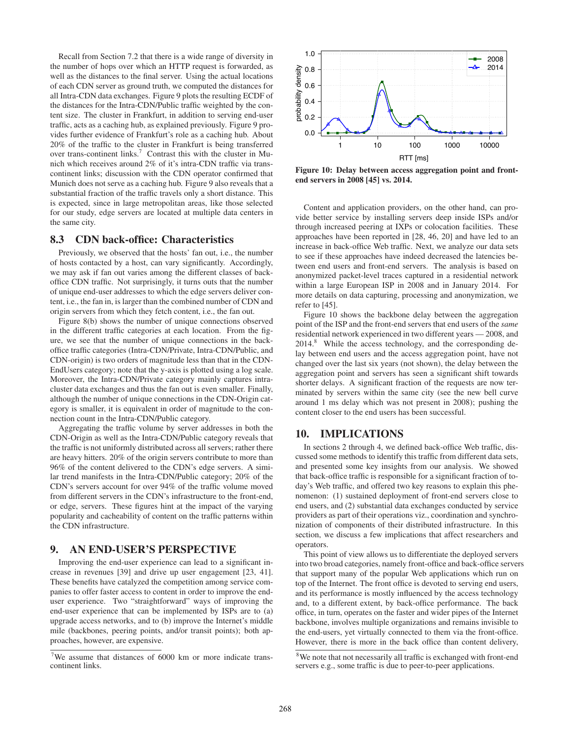Recall from Section 7.2 that there is a wide range of diversity in the number of hops over which an HTTP request is forwarded, as well as the distances to the final server. Using the actual locations of each CDN server as ground truth, we computed the distances for all Intra-CDN data exchanges. Figure 9 plots the resulting ECDF of the distances for the Intra-CDN/Public traffic weighted by the content size. The cluster in Frankfurt, in addition to serving end-user traffic, acts as a caching hub, as explained previously. Figure 9 provides further evidence of Frankfurt's role as a caching hub. About 20% of the traffic to the cluster in Frankfurt is being transferred over trans-continent links.[7] Contrast this with the cluster in Munich which receives around 2% of it's intra-CDN traffic via trans-continent links; discussion with the CDN operator confirmed that Munich does not serve as a caching hub. Figure 9 also reveals that a substantial fraction of the traffic travels only a short distance. This is expected, since in large metropolitan areas, like those selected for our study, edge servers are located at multiple data centers in the same city.

## 8.3 CDN back-office: Characteristics

Previously, we observed that the hosts' fan out, i.e., the number of hosts contacted by a host, can vary significantly. Accordingly, we may ask if fan out varies among the different classes of back-office CDN traffic. Not surprisingly, it turns outs that the number of unique end-user addresses to which the edge servers deliver content, i.e., the fan in, is larger than the combined number of CDN and origin servers from which they fetch content, i.e., the fan out.

Figure 8(b) shows the number of unique connections observed in the different traffic categories at each location. From the figure, we see that the number of unique connections in the back-office traffic categories (Intra-CDN/Private, Intra-CDN/Public, and CDN-origin) is two orders of magnitude less than that in the CDN-EndUsers category; note that the y-axis is plotted using a log scale. Moreover, the Intra-CDN/Private category mainly captures intra-cluster data exchanges and thus the fan out is even smaller. Finally, although the number of unique connections in the CDN-Origin category is smaller, it is equivalent in order of magnitude to the connection count in the Intra-CDN/Public category.

Aggregating the traffic volume by server addresses in both the CDN-Origin as well as the Intra-CDN/Public category reveals that the traffic is not uniformly distributed across all servers; rather there are heavy hitters. 20% of the origin servers contribute to more than 96% of the content delivered to the CDN's edge servers. A similar trend manifests in the Intra-CDN/Public category; 20% of the CDN's servers account for over 94% of the traffic volume moved from different servers in the CDN's infrastructure to the front-end, or edge, servers. These figures hint at the impact of the varying popularity and cacheability of content on the traffic patterns within the CDN infrastructure.

## 9. AN END-USER'S PERSPECTIVE

Improving the end-user experience can lead to a significant increase in revenues [39] and drive up user engagement [23, 41]. These benefits have catalyzed the competition among service companies to offer faster access to content in order to improve the end-user experience. Two "straightforward" ways of improving the end-user experience that can be implemented by ISPs are to (a) upgrade access networks, and to (b) improve the Internet's middle mile (backbones, peering points, and/or transit points); both approaches, however, are expensive.

[7] We assume that distances of 6000 km or more indicate trans-continent links.

**Figure 10: Delay between access aggregation point and front-end servers in 2008 [45] vs. 2014.**

Content and application providers, on the other hand, can provide better service by installing servers deep inside ISPs and/or through increased peering at IXPs or colocation facilities. These approaches have been reported in [28, 46, 20] and have led to an increase in back-office Web traffic. Next, we analyze our data sets to see if these approaches have indeed decreased the latencies between end users and front-end servers. The analysis is based on anonymized packet-level traces captured in a residential network within a large European ISP in 2008 and in January 2014. For more details on data capturing, processing and anonymization, we refer to [45].

Figure 10 shows the backbone delay between the aggregation point of the ISP and the front-end servers that end users of the *same* residential network experienced in two different years — 2008, and 2014.[8] While the access technology, and the corresponding delay between end users and the access aggregation point, have not changed over the last six years (not shown), the delay between the aggregation point and servers has seen a significant shift towards shorter delays. A significant fraction of the requests are now terminated by servers within the same city (see the new bell curve around 1 ms delay which was not present in 2008); pushing the content closer to the end users has been successful.

## 10. IMPLICATIONS

In sections 2 through 4, we defined back-office Web traffic, discussed some methods to identify this traffic from different data sets, and presented some key insights from our analysis. We showed that back-office traffic is responsible for a significant fraction of today's Web traffic, and offered two key reasons to explain this phenomenon: (1) sustained deployment of front-end servers close to end users, and (2) substantial data exchanges conducted by service providers as part of their operations viz., coordination and synchronization of components of their distributed infrastructure. In this section, we discuss a few implications that affect researchers and operators.

This point of view allows us to differentiate the deployed servers into two broad categories, namely front-office and back-office servers that support many of the popular Web applications which run on top of the Internet. The front office is devoted to serving end users, and its performance is mostly influenced by the access technology and, to a different extent, by back-office performance. The back office, in turn, operates on the faster and wider pipes of the Internet backbone, involves multiple organizations and remains invisible to the end-users, yet virtually connected to them via the front-office. However, there is more in the back office than content delivery,

[8] We note that not necessarily all traffic is exchanged with front-end servers e.g., some traffic is due to peer-to-peer applications.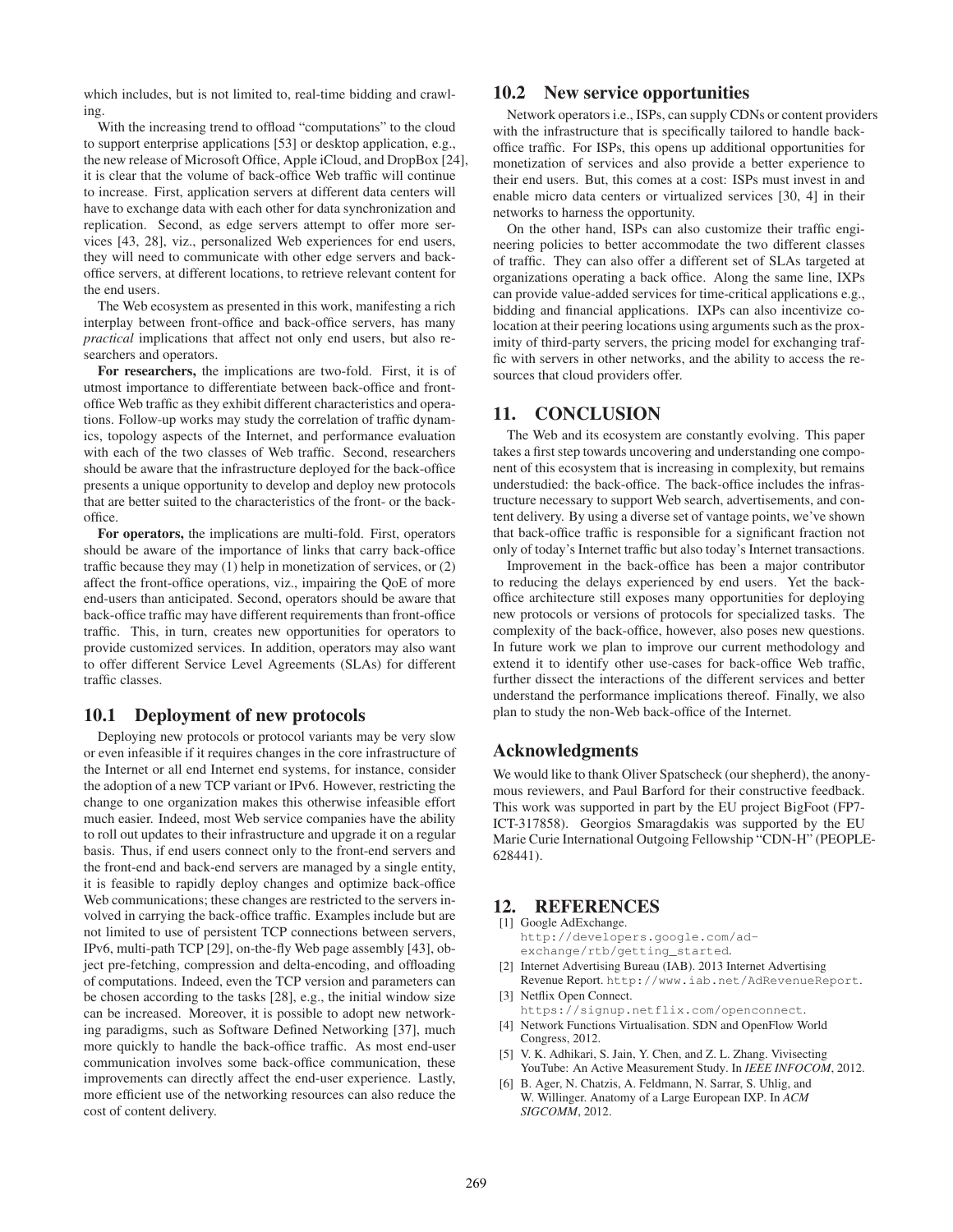which includes, but is not limited to, real-time bidding and crawling.

With the increasing trend to offload "computations" to the cloud to support enterprise applications [53] or desktop application, e.g., the new release of Microsoft Office, Apple iCloud, and DropBox [24], it is clear that the volume of back-office Web traffic will continue to increase. First, application servers at different data centers will have to exchange data with each other for data synchronization and replication. Second, as edge servers attempt to offer more services [43, 28], viz., personalized Web experiences for end users, they will need to communicate with other edge servers and back-office servers, at different locations, to retrieve relevant content for the end users.

The Web ecosystem as presented in this work, manifesting a rich interplay between front-office and back-office servers, has many *practical* implications that affect not only end users, but also researchers and operators.

**For researchers,** the implications are two-fold. First, it is of utmost importance to differentiate between back-office and front-office Web traffic as they exhibit different characteristics and operations. Follow-up works may study the correlation of traffic dynamics, topology aspects of the Internet, and performance evaluation with each of the two classes of Web traffic. Second, researchers should be aware that the infrastructure deployed for the back-office presents a unique opportunity to develop and deploy new protocols that are better suited to the characteristics of the front- or the back-office.

**For operators,** the implications are multi-fold. First, operators should be aware of the importance of links that carry back-office traffic because they may (1) help in monetization of services, or (2) affect the front-office operations, viz., impairing the QoE of more end-users than anticipated. Second, operators should be aware that back-office traffic may have different requirements than front-office traffic. This, in turn, creates new opportunities for operators to provide customized services. In addition, operators may also want to offer different Service Level Agreements (SLAs) for different traffic classes.

## 10.1 Deployment of new protocols

Deploying new protocols or protocol variants may be very slow or even infeasible if it requires changes in the core infrastructure of the Internet or all end Internet end systems, for instance, consider the adoption of a new TCP variant or IPv6. However, restricting the change to one organization makes this otherwise infeasible effort much easier. Indeed, most Web service companies have the ability to roll out updates to their infrastructure and upgrade it on a regular basis. Thus, if end users connect only to the front-end servers and the front-end and back-end servers are managed by a single entity, it is feasible to rapidly deploy changes and optimize back-office Web communications; these changes are restricted to the servers involved in carrying the back-office traffic. Examples include but are not limited to use of persistent TCP connections between servers, IPv6, multi-path TCP [29], on-the-fly Web page assembly [43], object pre-fetching, compression and delta-encoding, and offloading of computations. Indeed, even the TCP version and parameters can be chosen according to the tasks [28], e.g., the initial window size can be increased. Moreover, it is possible to adopt new networking paradigms, such as Software Defined Networking [37], much more quickly to handle the back-office traffic. As most end-user communication involves some back-office communication, these improvements can directly affect the end-user experience. Lastly, more efficient use of the networking resources can also reduce the cost of content delivery.

## 10.2 New service opportunities

Network operators i.e., ISPs, can supply CDNs or content providers with the infrastructure that is specifically tailored to handle back-office traffic. For ISPs, this opens up additional opportunities for monetization of services and also provide a better experience to their end users. But, this comes at a cost: ISPs must invest in and enable micro data centers or virtualized services [30, 4] in their networks to harness the opportunity.

On the other hand, ISPs can also customize their traffic engineering policies to better accommodate the two different classes of traffic. They can also offer a different set of SLAs targeted at organizations operating a back office. Along the same line, IXPs can provide value-added services for time-critical applications e.g., bidding and financial applications. IXPs can also incentivize co-location at their peering locations using arguments such as the proximity of third-party servers, the pricing model for exchanging traffic with servers in other networks, and the ability to access the resources that cloud providers offer.

# 11. CONCLUSION

The Web and its ecosystem are constantly evolving. This paper takes a first step towards uncovering and understanding one component of this ecosystem that is increasing in complexity, but remains understudied: the back-office. The back-office includes the infrastructure necessary to support Web search, advertisements, and content delivery. By using a diverse set of vantage points, we've shown that back-office traffic is responsible for a significant fraction not only of today's Internet traffic but also today's Internet transactions.

Improvement in the back-office has been a major contributor to reducing the delays experienced by end users. Yet the back-office architecture still exposes many opportunities for deploying new protocols or versions of protocols for specialized tasks. The complexity of the back-office, however, also poses new questions. In future work we plan to improve our current methodology and extend it to identify other use-cases for back-office Web traffic, further dissect the interactions of the different services and better understand the performance implications thereof. Finally, we also plan to study the non-Web back-office of the Internet.

## Acknowledgments

We would like to thank Oliver Spatscheck (our shepherd), the anonymous reviewers, and Paul Barford for their constructive feedback. This work was supported in part by the EU project BigFoot (FP7-ICT-317858). Georgios Smaragdakis was supported by the EU Marie Curie International Outgoing Fellowship "CDN-H" (PEOPLE-628441).

# 12. REFERENCES

[1] Google AdExchange. http://developers.google.com/ad-exchange/rtb/getting_started.

[2] Internet Advertising Bureau (IAB). 2013 Internet Advertising Revenue Report. http://www.iab.net/AdRevenueReport.

[3] Netflix Open Connect. https://signup.netflix.com/openconnect.

[4] Network Functions Virtualisation. SDN and OpenFlow World Congress, 2012.

[5] V. K. Adhikari, S. Jain, Y. Chen, and Z. L. Zhang. Vivisecting YouTube: An Active Measurement Study. In *IEEE INFOCOM*, 2012.

[6] B. Ager, N. Chatzis, A. Feldmann, N. Sarrar, S. Uhlig, and W. Willinger. Anatomy of a Large European IXP. In *ACM SIGCOMM*, 2012.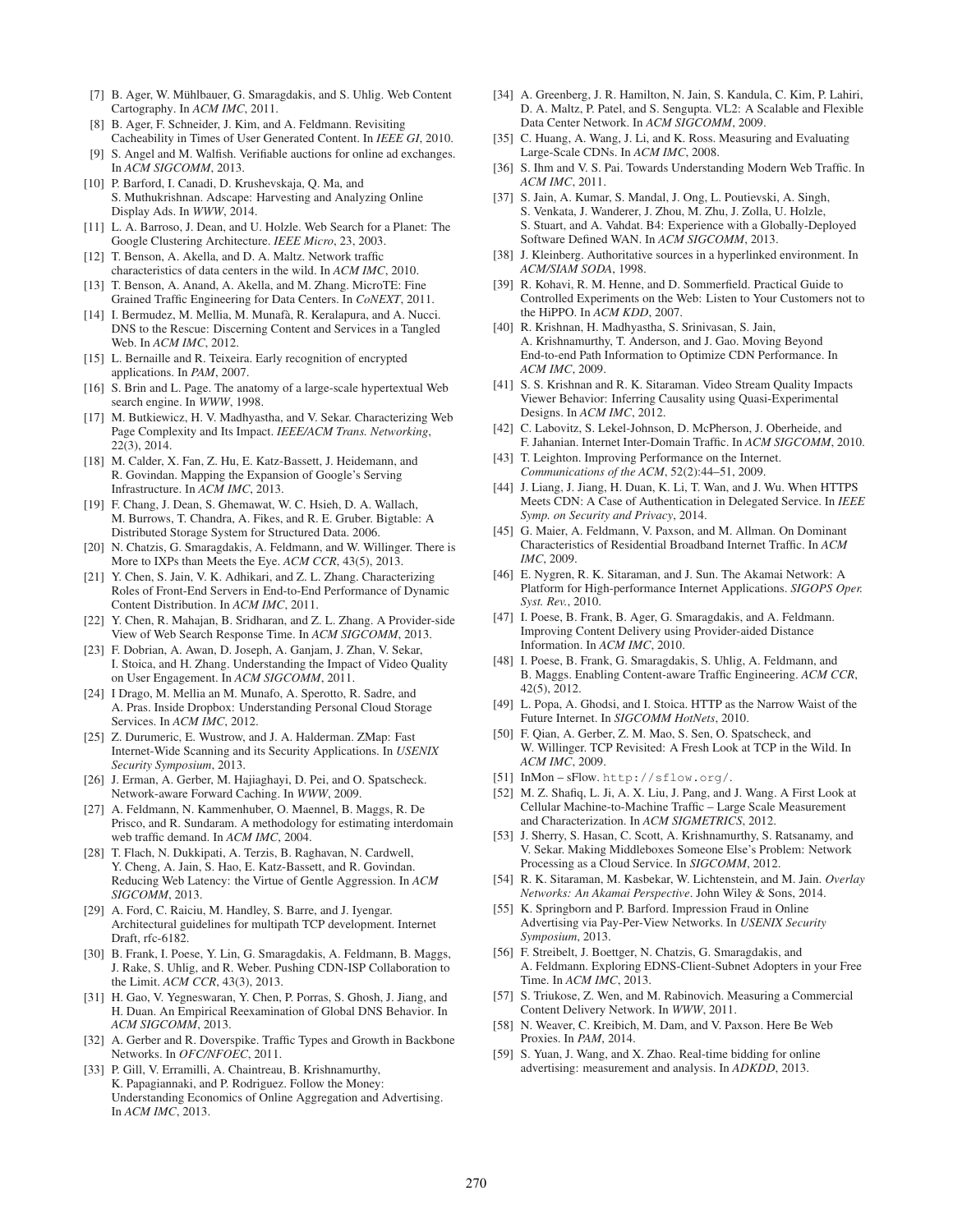[7] B. Ager, W. Mühlbauer, G. Smaragdakis, and S. Uhlig. Web Content Cartography. In *ACM IMC*, 2011.

[8] B. Ager, F. Schneider, J. Kim, and A. Feldmann. Revisiting Cacheability in Times of User Generated Content. In *IEEE GI*, 2010.

[9] S. Angel and M. Walfish. Verifiable auctions for online ad exchanges. In *ACM SIGCOMM*, 2013.

[10] P. Barford, I. Canadi, D. Krushevskaja, Q. Ma, and S. Muthukrishnan. Adscape: Harvesting and Analyzing Online Display Ads. In *WWW*, 2014.

[11] L. A. Barroso, J. Dean, and U. Holzle. Web Search for a Planet: The Google Clustering Architecture. *IEEE Micro*, 23, 2003.

[12] T. Benson, A. Akella, and D. A. Maltz. Network traffic characteristics of data centers in the wild. In *ACM IMC*, 2010.

[13] T. Benson, A. Anand, A. Akella, and M. Zhang. MicroTE: Fine Grained Traffic Engineering for Data Centers. In *CoNEXT*, 2011.

[14] I. Bermudez, M. Mellia, M. Munafà, R. Keralapura, and A. Nucci. DNS to the Rescue: Discerning Content and Services in a Tangled Web. In *ACM IMC*, 2012.

[15] L. Bernaille and R. Teixeira. Early recognition of encrypted applications. In *PAM*, 2007.

[16] S. Brin and L. Page. The anatomy of a large-scale hypertextual Web search engine. In *WWW*, 1998.

[17] M. Butkiewicz, H. V. Madhyastha, and V. Sekar. Characterizing Web Page Complexity and Its Impact. *IEEE/ACM Trans. Networking*, 22(3), 2014.

[18] M. Calder, X. Fan, Z. Hu, E. Katz-Bassett, J. Heidemann, and R. Govindan. Mapping the Expansion of Google's Serving Infrastructure. In *ACM IMC*, 2013.

[19] F. Chang, J. Dean, S. Ghemawat, W. C. Hsieh, D. A. Wallach, M. Burrows, T. Chandra, A. Fikes, and R. E. Gruber. Bigtable: A Distributed Storage System for Structured Data. 2006.

[20] N. Chatzis, G. Smaragdakis, A. Feldmann, and W. Willinger. There is More to IXPs than Meets the Eye. *ACM CCR*, 43(5), 2013.

[21] Y. Chen, S. Jain, V. K. Adhikari, and Z. L. Zhang. Characterizing Roles of Front-End Servers in End-to-End Performance of Dynamic Content Distribution. In *ACM IMC*, 2011.

[22] Y. Chen, R. Mahajan, B. Sridharan, and Z. L. Zhang. A Provider-side View of Web Search Response Time. In *ACM SIGCOMM*, 2013.

[23] F. Dobrian, A. Awan, D. Joseph, A. Ganjam, J. Zhan, V. Sekar, I. Stoica, and H. Zhang. Understanding the Impact of Video Quality on User Engagement. In *ACM SIGCOMM*, 2011.

[24] I Drago, M. Mellia an M. Munafo, A. Sperotto, R. Sadre, and A. Pras. Inside Dropbox: Understanding Personal Cloud Storage Services. In *ACM IMC*, 2012.

[25] Z. Durumeric, E. Wustrow, and J. A. Halderman. ZMap: Fast Internet-Wide Scanning and its Security Applications. In *USENIX Security Symposium*, 2013.

[26] J. Erman, A. Gerber, M. Hajiaghayi, D. Pei, and O. Spatscheck. Network-aware Forward Caching. In *WWW*, 2009.

[27] A. Feldmann, N. Kammenhuber, O. Maennel, B. Maggs, R. De Prisco, and R. Sundaram. A methodology for estimating interdomain web traffic demand. In *ACM IMC*, 2004.

[28] T. Flach, N. Dukkipati, A. Terzis, B. Raghavan, N. Cardwell, Y. Cheng, A. Jain, S. Hao, E. Katz-Bassett, and R. Govindan. Reducing Web Latency: the Virtue of Gentle Aggression. In *ACM SIGCOMM*, 2013.

[29] A. Ford, C. Raiciu, M. Handley, S. Barre, and J. Iyengar. Architectural guidelines for multipath TCP development. Internet Draft, rfc-6182.

[30] B. Frank, I. Poese, Y. Lin, G. Smaragdakis, A. Feldmann, B. Maggs, J. Rake, S. Uhlig, and R. Weber. Pushing CDN-ISP Collaboration to the Limit. *ACM CCR*, 43(3), 2013.

[31] H. Gao, V. Yegneswaran, Y. Chen, P. Porras, S. Ghosh, J. Jiang, and H. Duan. An Empirical Reexamination of Global DNS Behavior. In *ACM SIGCOMM*, 2013.

[32] A. Gerber and R. Doverspike. Traffic Types and Growth in Backbone Networks. In *OFC/NFOEC*, 2011.

[33] P. Gill, V. Erramilli, A. Chaintreau, B. Krishnamurthy, K. Papagiannaki, and P. Rodriguez. Follow the Money: Understanding Economics of Online Aggregation and Advertising. In *ACM IMC*, 2013.

[34] A. Greenberg, J. R. Hamilton, N. Jain, S. Kandula, C. Kim, P. Lahiri, D. A. Maltz, P. Patel, and S. Sengupta. VL2: A Scalable and Flexible Data Center Network. In *ACM SIGCOMM*, 2009.

[35] C. Huang, A. Wang, J. Li, and K. Ross. Measuring and Evaluating Large-Scale CDNs. In *ACM IMC*, 2008.

[36] S. Ihm and V. S. Pai. Towards Understanding Modern Web Traffic. In *ACM IMC*, 2011.

[37] S. Jain, A. Kumar, S. Mandal, J. Ong, L. Poutievski, A. Singh, S. Venkata, J. Wanderer, J. Zhou, M. Zhu, J. Zolla, U. Holzle, S. Stuart, and A. Vahdat. B4: Experience with a Globally-Deployed Software Defined WAN. In *ACM SIGCOMM*, 2013.

[38] J. Kleinberg. Authoritative sources in a hyperlinked environment. In *ACM/SIAM SODA*, 1998.

[39] R. Kohavi, R. M. Henne, and D. Sommerfield. Practical Guide to Controlled Experiments on the Web: Listen to Your Customers not to the HiPPO. In *ACM KDD*, 2007.

[40] R. Krishnan, H. Madhyastha, S. Srinivasan, S. Jain, A. Krishnamurthy, T. Anderson, and J. Gao. Moving Beyond End-to-end Path Information to Optimize CDN Performance. In *ACM IMC*, 2009.

[41] S. S. Krishnan and R. K. Sitaraman. Video Stream Quality Impacts Viewer Behavior: Inferring Causality using Quasi-Experimental Designs. In *ACM IMC*, 2012.

[42] C. Labovitz, S. Lekel-Johnson, D. McPherson, J. Oberheide, and F. Jahanian. Internet Inter-Domain Traffic. In *ACM SIGCOMM*, 2010.

[43] T. Leighton. Improving Performance on the Internet. *Communications of the ACM*, 52(2):44–51, 2009.

[44] J. Liang, J. Jiang, H. Duan, K. Li, T. Wan, and J. Wu. When HTTPS Meets CDN: A Case of Authentication in Delegated Service. In *IEEE Symp. on Security and Privacy*, 2014.

[45] G. Maier, A. Feldmann, V. Paxson, and M. Allman. On Dominant Characteristics of Residential Broadband Internet Traffic. In *ACM IMC*, 2009.

[46] E. Nygren, R. K. Sitaraman, and J. Sun. The Akamai Network: A Platform for High-performance Internet Applications. *SIGOPS Oper. Syst. Rev.*, 2010.

[47] I. Poese, B. Frank, B. Ager, G. Smaragdakis, and A. Feldmann. Improving Content Delivery using Provider-aided Distance Information. In *ACM IMC*, 2010.

[48] I. Poese, B. Frank, G. Smaragdakis, S. Uhlig, A. Feldmann, and B. Maggs. Enabling Content-aware Traffic Engineering. *ACM CCR*, 42(5), 2012.

[49] L. Popa, A. Ghodsi, and I. Stoica. HTTP as the Narrow Waist of the Future Internet. In *SIGCOMM HotNets*, 2010.

[50] F. Qian, A. Gerber, Z. M. Mao, S. Sen, O. Spatscheck, and W. Willinger. TCP Revisited: A Fresh Look at TCP in the Wild. In *ACM IMC*, 2009.

[51] InMon – sFlow. `http://sflow.org/`.

[52] M. Z. Shafiq, L. Ji, A. X. Liu, J. Pang, and J. Wang. A First Look at Cellular Machine-to-Machine Traffic – Large Scale Measurement and Characterization. In *ACM SIGMETRICS*, 2012.

[53] J. Sherry, S. Hasan, C. Scott, A. Krishnamurthy, S. Ratsanamy, and V. Sekar. Making Middleboxes Someone Else's Problem: Network Processing as a Cloud Service. In *SIGCOMM*, 2012.

[54] R. K. Sitaraman, M. Kasbekar, W. Lichtenstein, and M. Jain. *Overlay Networks: An Akamai Perspective*. John Wiley & Sons, 2014.

[55] K. Springborn and P. Barford. Impression Fraud in Online Advertising via Pay-Per-View Networks. In *USENIX Security Symposium*, 2013.

[56] F. Streibelt, J. Boettger, N. Chatzis, G. Smaragdakis, and A. Feldmann. Exploring EDNS-Client-Subnet Adopters in your Free Time. In *ACM IMC*, 2013.

[57] S. Triukose, Z. Wen, and M. Rabinovich. Measuring a Commercial Content Delivery Network. In *WWW*, 2011.

[58] N. Weaver, C. Kreibich, M. Dam, and V. Paxson. Here Be Web Proxies. In *PAM*, 2014.

[59] S. Yuan, J. Wang, and X. Zhao. Real-time bidding for online advertising: measurement and analysis. In *ADKDD*, 2013.